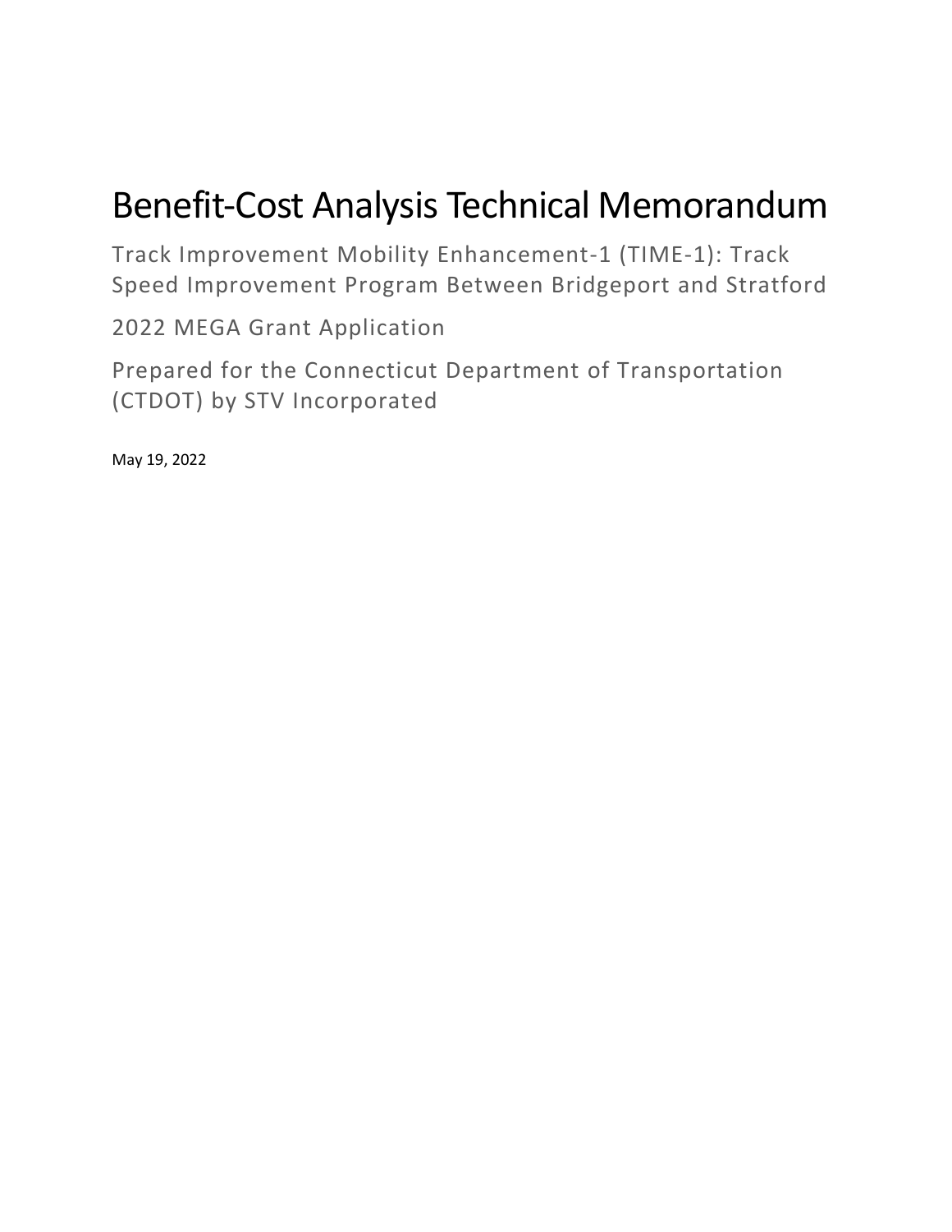# Benefit-Cost Analysis Technical Memorandum

Track Improvement Mobility Enhancement-1 (TIME-1): Track Speed Improvement Program Between Bridgeport and Stratford

2022 MEGA Grant Application

Prepared for the Connecticut Department of Transportation (CTDOT) by STV Incorporated

May 19, 2022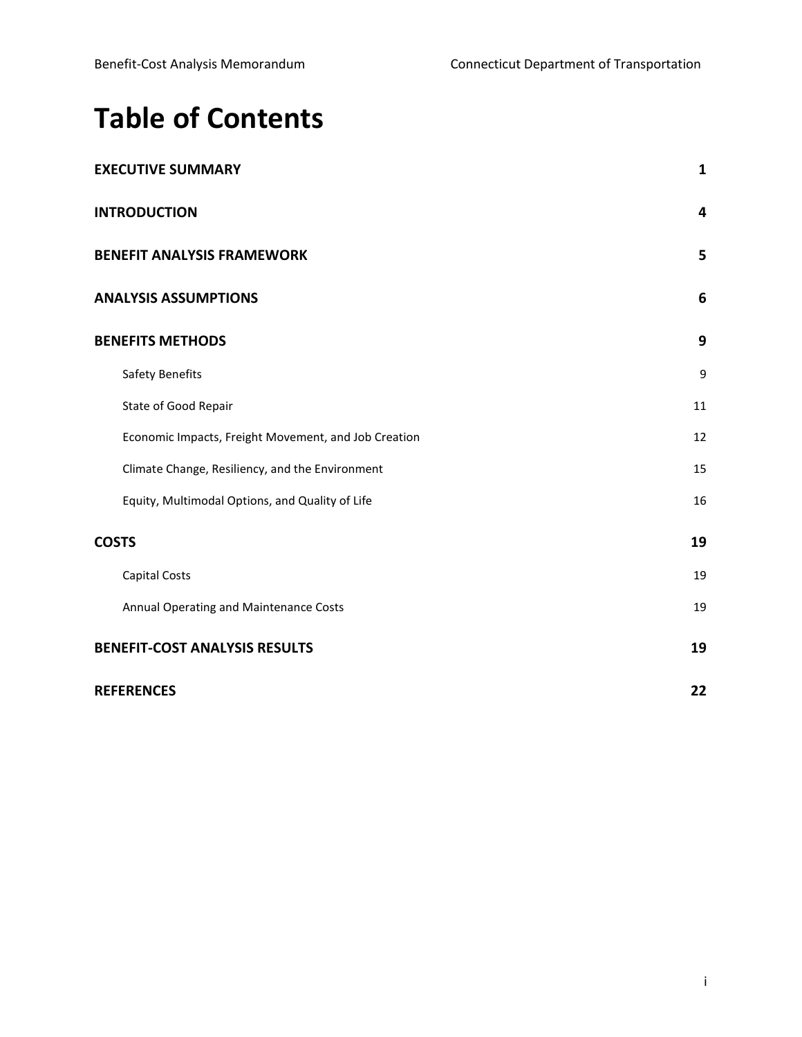# Table of Contents

**EXECUTIVE SUMMARY** 1

**INTRODUCTION** 4

**BENEFIT ANALYSIS FRAMEWORK** 5

**ANALYSIS ASSUMPTIONS** 6

**BENEFITS METHODS** 9

- Safety Benefits 9
- State of Good Repair 11
- Economic Impacts, Freight Movement, and Job Creation 12
- Climate Change, Resiliency, and the Environment 15
- Equity, Multimodal Options, and Quality of Life 16

**COSTS** 19

- Capital Costs 19
- Annual Operating and Maintenance Costs 19

**BENEFIT-COST ANALYSIS RESULTS** 19

**REFERENCES** 22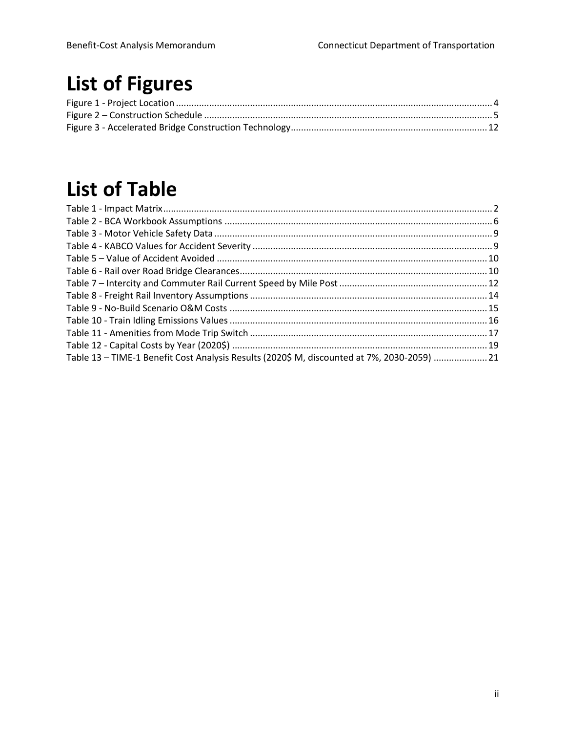# List of Figures

Figure 1 - Project Location ........................................................................................................................ 4
Figure 2 – Construction Schedule ............................................................................................................... 5
Figure 3 - Accelerated Bridge Construction Technology ............................................................................ 12

# List of Table

Table 1 - Impact Matrix ................................................................................................................................ 2
Table 2 - BCA Workbook Assumptions ........................................................................................................ 6
Table 3 - Motor Vehicle Safety Data ............................................................................................................ 9
Table 4 - KABCO Values for Accident Severity ............................................................................................ 9
Table 5 – Value of Accident Avoided ......................................................................................................... 10
Table 6 - Rail over Road Bridge Clearances ................................................................................................ 10
Table 7 – Intercity and Commuter Rail Current Speed by Mile Post .......................................................... 12
Table 8 - Freight Rail Inventory Assumptions ............................................................................................ 14
Table 9 - No-Build Scenario O&M Costs .................................................................................................... 15
Table 10 - Train Idling Emissions Values .................................................................................................... 16
Table 11 - Amenities from Mode Trip Switch ............................................................................................ 17
Table 12 - Capital Costs by Year (2020$) ................................................................................................... 19
Table 13 – TIME-1 Benefit Cost Analysis Results (2020$ M, discounted at 7%, 2030-2059) ..................... 21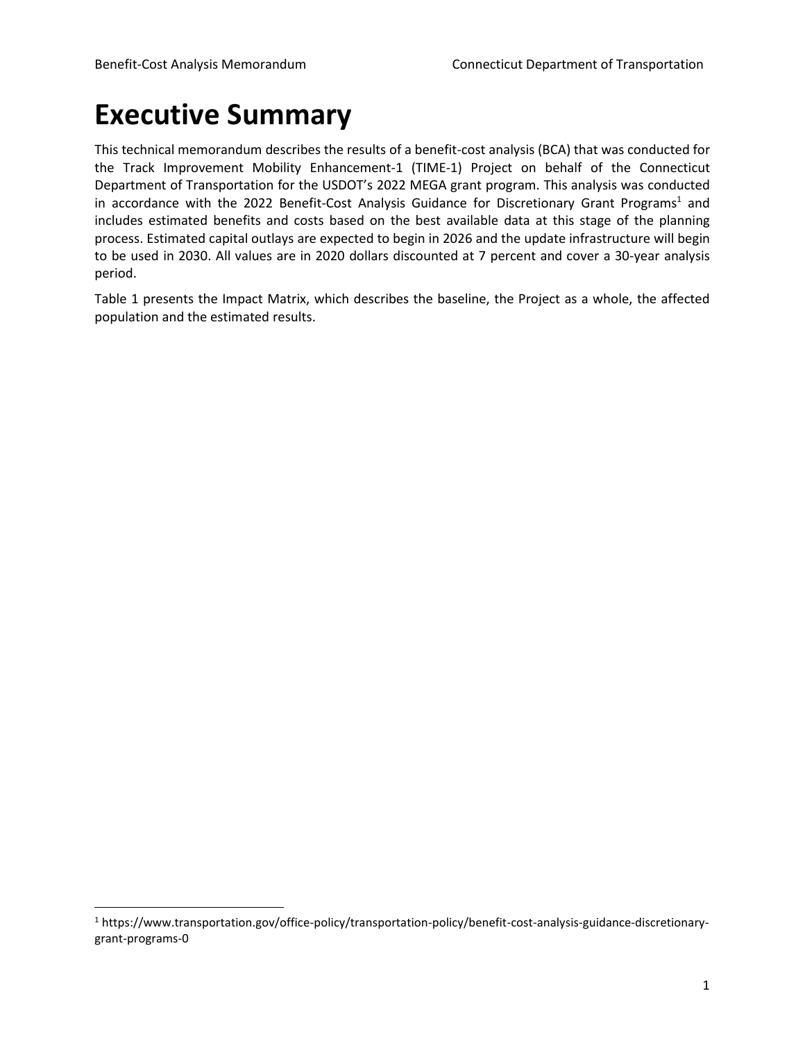# Executive Summary

This technical memorandum describes the results of a benefit-cost analysis (BCA) that was conducted for the Track Improvement Mobility Enhancement-1 (TIME-1) Project on behalf of the Connecticut Department of Transportation for the USDOT's 2022 MEGA grant program. This analysis was conducted in accordance with the 2022 Benefit-Cost Analysis Guidance for Discretionary Grant Programs[1] and includes estimated benefits and costs based on the best available data at this stage of the planning process. Estimated capital outlays are expected to begin in 2026 and the update infrastructure will begin to be used in 2030. All values are in 2020 dollars discounted at 7 percent and cover a 30-year analysis period.

Table 1 presents the Impact Matrix, which describes the baseline, the Project as a whole, the affected population and the estimated results.

[1] https://www.transportation.gov/office-policy/transportation-policy/benefit-cost-analysis-guidance-discretionary-grant-programs-0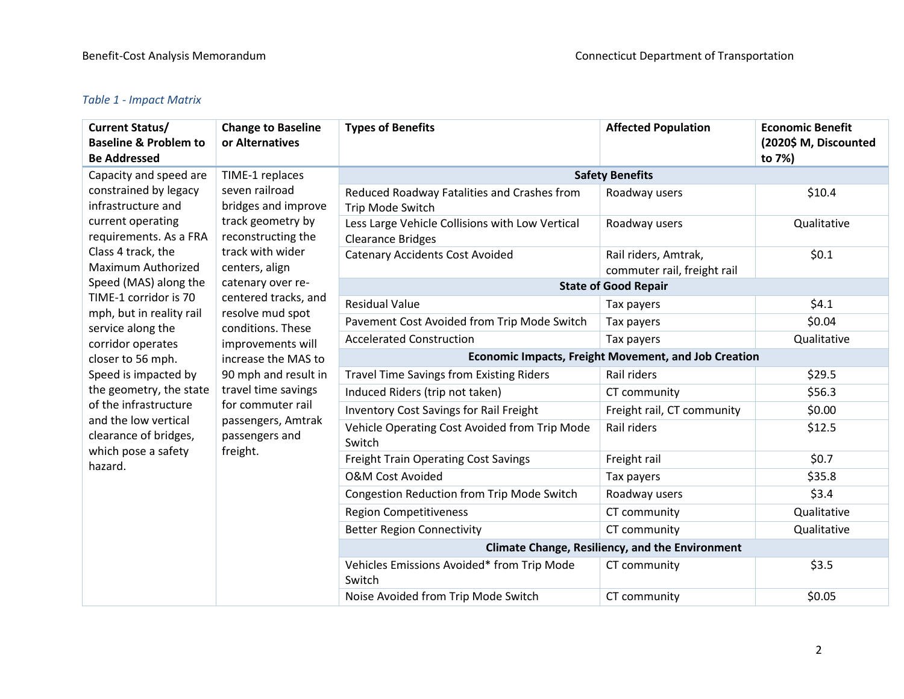*Table 1 - Impact Matrix*

| Current Status/ Baseline & Problem to Be Addressed | Change to Baseline or Alternatives | Types of Benefits | Affected Population | Economic Benefit (2020$ M, Discounted to 7%) |
|---|---|---|---|---|
| Capacity and speed are constrained by legacy infrastructure and current operating requirements. As a FRA Class 4 track, the Maximum Authorized Speed (MAS) along the TIME-1 corridor is 70 mph, but in reality rail service along the corridor operates closer to 56 mph. Speed is impacted by the geometry, the state of the infrastructure and the low vertical clearance of bridges, which pose a safety hazard. | TIME-1 replaces seven railroad bridges and improve track geometry by reconstructing the track with wider centers, align catenary over re-centered tracks, and resolve mud spot conditions. These improvements will increase the MAS to 90 mph and result in travel time savings for commuter rail passengers, Amtrak passengers and freight. | **Safety Benefits** | | |
| | | Reduced Roadway Fatalities and Crashes from Trip Mode Switch | Roadway users | $10.4 |
| | | Less Large Vehicle Collisions with Low Vertical Clearance Bridges | Roadway users | Qualitative |
| | | Catenary Accidents Cost Avoided | Rail riders, Amtrak, commuter rail, freight rail | $0.1 |
| | | **State of Good Repair** | | |
| | | Residual Value | Tax payers | $4.1 |
| | | Pavement Cost Avoided from Trip Mode Switch | Tax payers | $0.04 |
| | | Accelerated Construction | Tax payers | Qualitative |
| | | **Economic Impacts, Freight Movement, and Job Creation** | | |
| | | Travel Time Savings from Existing Riders | Rail riders | $29.5 |
| | | Induced Riders (trip not taken) | CT community | $56.3 |
| | | Inventory Cost Savings for Rail Freight | Freight rail, CT community | $0.00 |
| | | Vehicle Operating Cost Avoided from Trip Mode Switch | Rail riders | $12.5 |
| | | Freight Train Operating Cost Savings | Freight rail | $0.7 |
| | | O&M Cost Avoided | Tax payers | $35.8 |
| | | Congestion Reduction from Trip Mode Switch | Roadway users | $3.4 |
| | | Region Competitiveness | CT community | Qualitative |
| | | Better Region Connectivity | CT community | Qualitative |
| | | **Climate Change, Resiliency, and the Environment** | | |
| | | Vehicles Emissions Avoided* from Trip Mode Switch | CT community | $3.5 |
| | | Noise Avoided from Trip Mode Switch | CT community | $0.05 |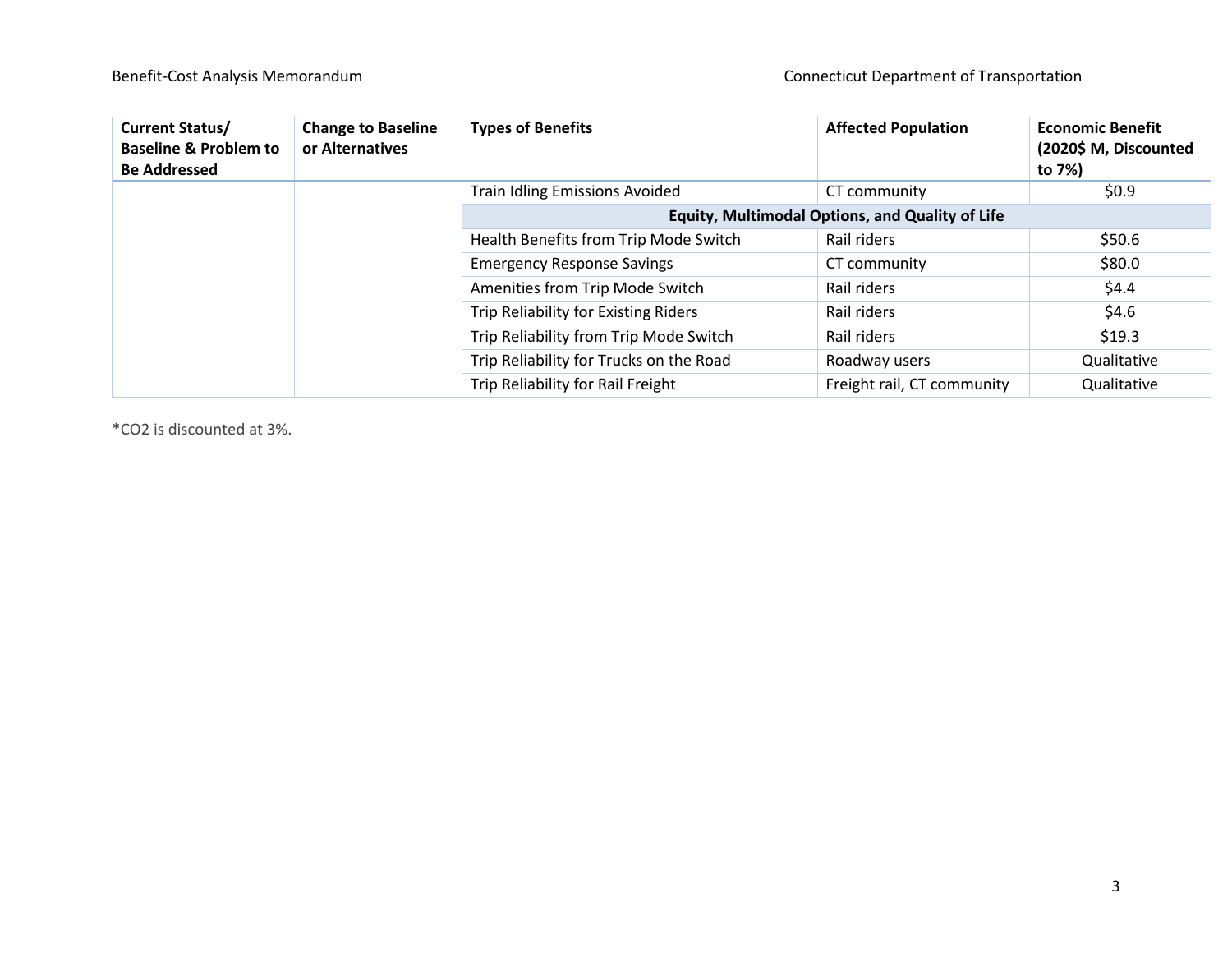| Current Status/ Baseline & Problem to Be Addressed | Change to Baseline or Alternatives | Types of Benefits | Affected Population | Economic Benefit (2020$ M, Discounted to 7%) |
|---|---|---|---|---|
| | | Train Idling Emissions Avoided | CT community | $0.9 |
| | | **Equity, Multimodal Options, and Quality of Life** | | |
| | | Health Benefits from Trip Mode Switch | Rail riders | $50.6 |
| | | Emergency Response Savings | CT community | $80.0 |
| | | Amenities from Trip Mode Switch | Rail riders | $4.4 |
| | | Trip Reliability for Existing Riders | Rail riders | $4.6 |
| | | Trip Reliability from Trip Mode Switch | Rail riders | $19.3 |
| | | Trip Reliability for Trucks on the Road | Roadway users | Qualitative |
| | | Trip Reliability for Rail Freight | Freight rail, CT community | Qualitative |

*$CO_2$ is discounted at 3%.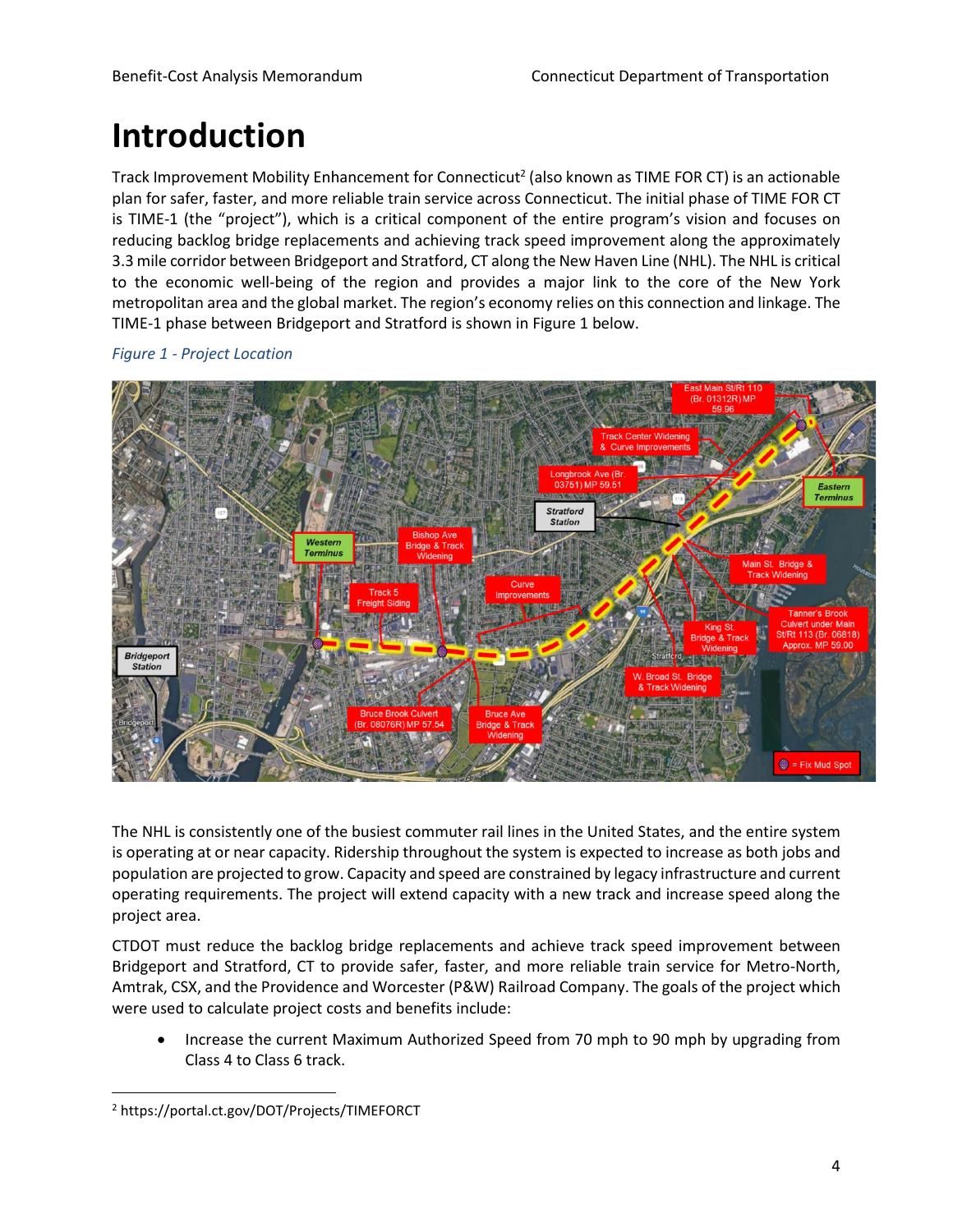# Introduction

Track Improvement Mobility Enhancement for Connecticut[2] (also known as TIME FOR CT) is an actionable plan for safer, faster, and more reliable train service across Connecticut. The initial phase of TIME FOR CT is TIME-1 (the "project"), which is a critical component of the entire program's vision and focuses on reducing backlog bridge replacements and achieving track speed improvement along the approximately 3.3 mile corridor between Bridgeport and Stratford, CT along the New Haven Line (NHL). The NHL is critical to the economic well-being of the region and provides a major link to the core of the New York metropolitan area and the global market. The region's economy relies on this connection and linkage. The TIME-1 phase between Bridgeport and Stratford is shown in Figure 1 below.

*Figure 1 - Project Location*

East Main St/Rt 110 (Br. 01312R) MP 59.96

Track Center Widening & Curve Improvements

Longbrook Ave (Br. 03751) MP 59.51

Stratford Station

Eastern Terminus

Western Terminus

Bishop Ave Bridge & Track Widening

Main St. Bridge & Track Widening

Curve Improvements

Track 5 Freight Siding

Tanner's Brook Culvert under Main St/Rt 113 (Br. 06818) Approx. MP 59.00

King St. Bridge & Track Widening

Bridgeport Station

W. Broad St. Bridge & Track Widening

Bruce Brook Culvert (Br. 08076R) MP 57.54

Bruce Ave Bridge & Track Widening

= Fix Mud Spot

The NHL is consistently one of the busiest commuter rail lines in the United States, and the entire system is operating at or near capacity. Ridership throughout the system is expected to increase as both jobs and population are projected to grow. Capacity and speed are constrained by legacy infrastructure and current operating requirements. The project will extend capacity with a new track and increase speed along the project area.

CTDOT must reduce the backlog bridge replacements and achieve track speed improvement between Bridgeport and Stratford, CT to provide safer, faster, and more reliable train service for Metro-North, Amtrak, CSX, and the Providence and Worcester (P&W) Railroad Company. The goals of the project which were used to calculate project costs and benefits include:

- Increase the current Maximum Authorized Speed from 70 mph to 90 mph by upgrading from Class 4 to Class 6 track.

[2] https://portal.ct.gov/DOT/Projects/TIMEFORCT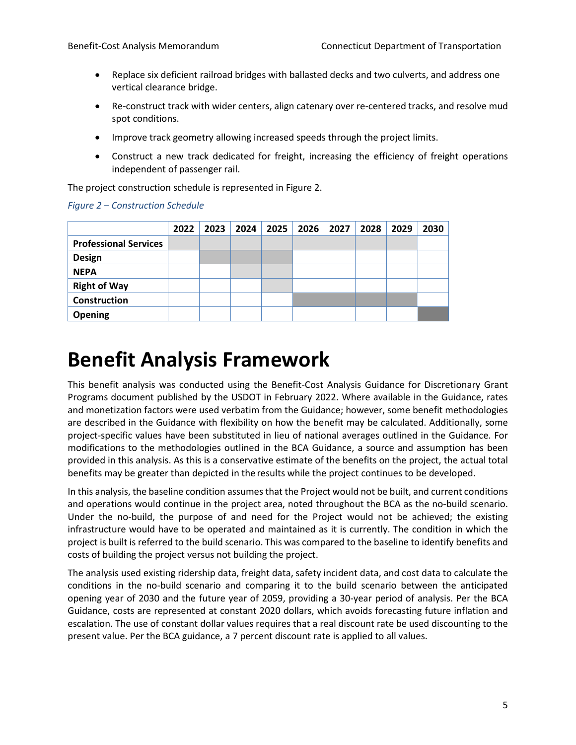- Replace six deficient railroad bridges with ballasted decks and two culverts, and address one vertical clearance bridge.
- Re-construct track with wider centers, align catenary over re-centered tracks, and resolve mud spot conditions.
- Improve track geometry allowing increased speeds through the project limits.
- Construct a new track dedicated for freight, increasing the efficiency of freight operations independent of passenger rail.

The project construction schedule is represented in Figure 2.

*Figure 2 – Construction Schedule*

| | 2022 | 2023 | 2024 | 2025 | 2026 | 2027 | 2028 | 2029 | 2030 |
|---|---|---|---|---|---|---|---|---|---|
| **Professional Services** | | | | | | | | | |
| **Design** | | | | | | | | | |
| **NEPA** | | | | | | | | | |
| **Right of Way** | | | | | | | | | |
| **Construction** | | | | | | | | | |
| **Opening** | | | | | | | | | |

# Benefit Analysis Framework

This benefit analysis was conducted using the Benefit-Cost Analysis Guidance for Discretionary Grant Programs document published by the USDOT in February 2022. Where available in the Guidance, rates and monetization factors were used verbatim from the Guidance; however, some benefit methodologies are described in the Guidance with flexibility on how the benefit may be calculated. Additionally, some project-specific values have been substituted in lieu of national averages outlined in the Guidance. For modifications to the methodologies outlined in the BCA Guidance, a source and assumption has been provided in this analysis. As this is a conservative estimate of the benefits on the project, the actual total benefits may be greater than depicted in the results while the project continues to be developed.

In this analysis, the baseline condition assumes that the Project would not be built, and current conditions and operations would continue in the project area, noted throughout the BCA as the no-build scenario. Under the no-build, the purpose of and need for the Project would not be achieved; the existing infrastructure would have to be operated and maintained as it is currently. The condition in which the project is built is referred to the build scenario. This was compared to the baseline to identify benefits and costs of building the project versus not building the project.

The analysis used existing ridership data, freight data, safety incident data, and cost data to calculate the conditions in the no-build scenario and comparing it to the build scenario between the anticipated opening year of 2030 and the future year of 2059, providing a 30-year period of analysis. Per the BCA Guidance, costs are represented at constant 2020 dollars, which avoids forecasting future inflation and escalation. The use of constant dollar values requires that a real discount rate be used discounting to the present value. Per the BCA guidance, a 7 percent discount rate is applied to all values.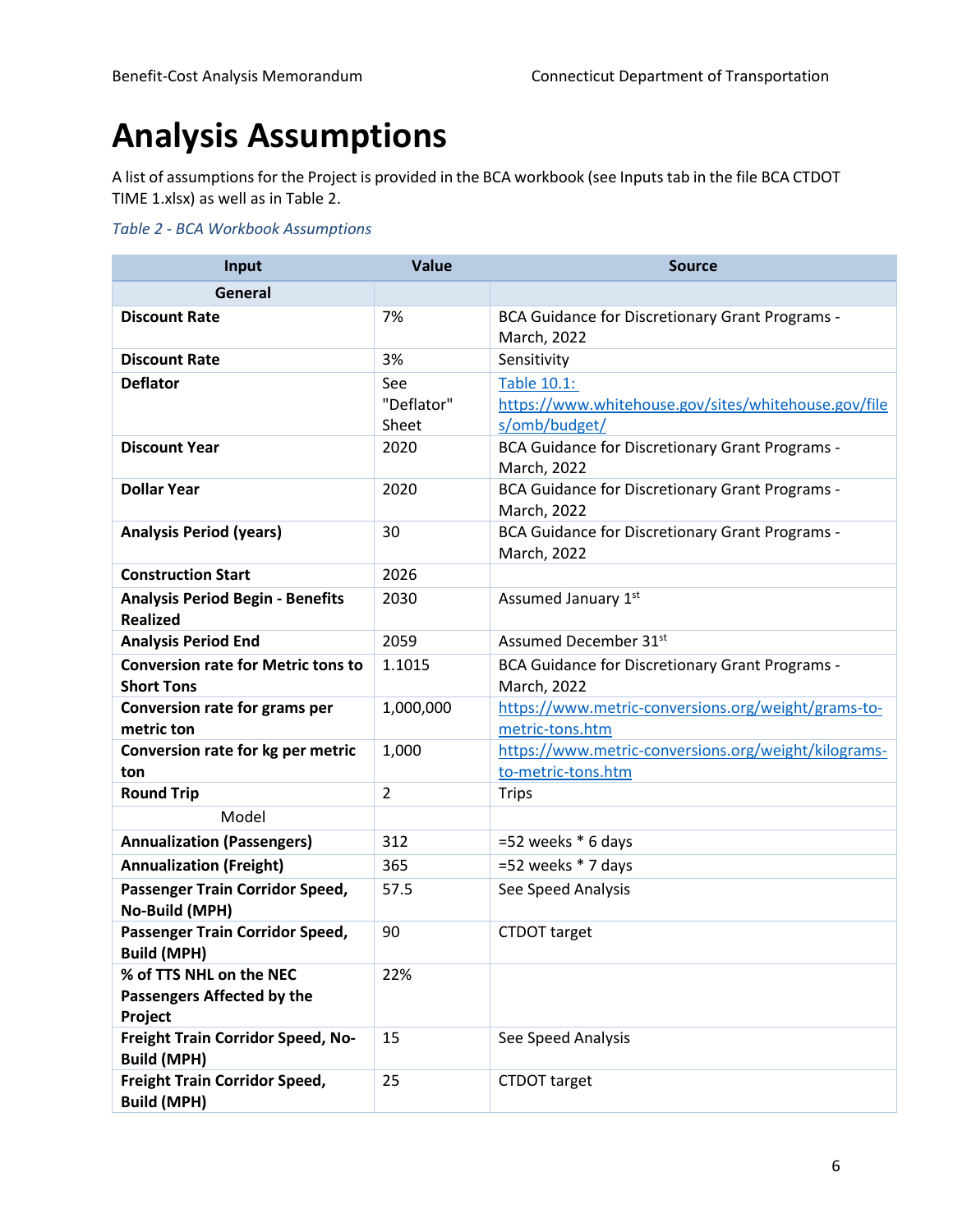# Analysis Assumptions

A list of assumptions for the Project is provided in the BCA workbook (see Inputs tab in the file BCA CTDOT TIME 1.xlsx) as well as in Table 2.

*Table 2 - BCA Workbook Assumptions*

| Input | Value | Source |
|---|---|---|
| **General** | | |
| **Discount Rate** | 7% | BCA Guidance for Discretionary Grant Programs - March, 2022 |
| **Discount Rate** | 3% | Sensitivity |
| **Deflator** | See "Deflator" Sheet | Table 10.1: https://www.whitehouse.gov/sites/whitehouse.gov/files/omb/budget/ |
| **Discount Year** | 2020 | BCA Guidance for Discretionary Grant Programs - March, 2022 |
| **Dollar Year** | 2020 | BCA Guidance for Discretionary Grant Programs - March, 2022 |
| **Analysis Period (years)** | 30 | BCA Guidance for Discretionary Grant Programs - March, 2022 |
| **Construction Start** | 2026 | |
| **Analysis Period Begin - Benefits Realized** | 2030 | Assumed January 1st |
| **Analysis Period End** | 2059 | Assumed December 31st |
| **Conversion rate for Metric tons to Short Tons** | 1.1015 | BCA Guidance for Discretionary Grant Programs - March, 2022 |
| **Conversion rate for grams per metric ton** | 1,000,000 | https://www.metric-conversions.org/weight/grams-to-metric-tons.htm |
| **Conversion rate for kg per metric ton** | 1,000 | https://www.metric-conversions.org/weight/kilograms-to-metric-tons.htm |
| **Round Trip** | 2 | Trips |
| Model | | |
| **Annualization (Passengers)** | 312 | =52 weeks * 6 days |
| **Annualization (Freight)** | 365 | =52 weeks * 7 days |
| **Passenger Train Corridor Speed, No-Build (MPH)** | 57.5 | See Speed Analysis |
| **Passenger Train Corridor Speed, Build (MPH)** | 90 | CTDOT target |
| **% of TTS NHL on the NEC Passengers Affected by the Project** | 22% | |
| **Freight Train Corridor Speed, No-Build (MPH)** | 15 | See Speed Analysis |
| **Freight Train Corridor Speed, Build (MPH)** | 25 | CTDOT target |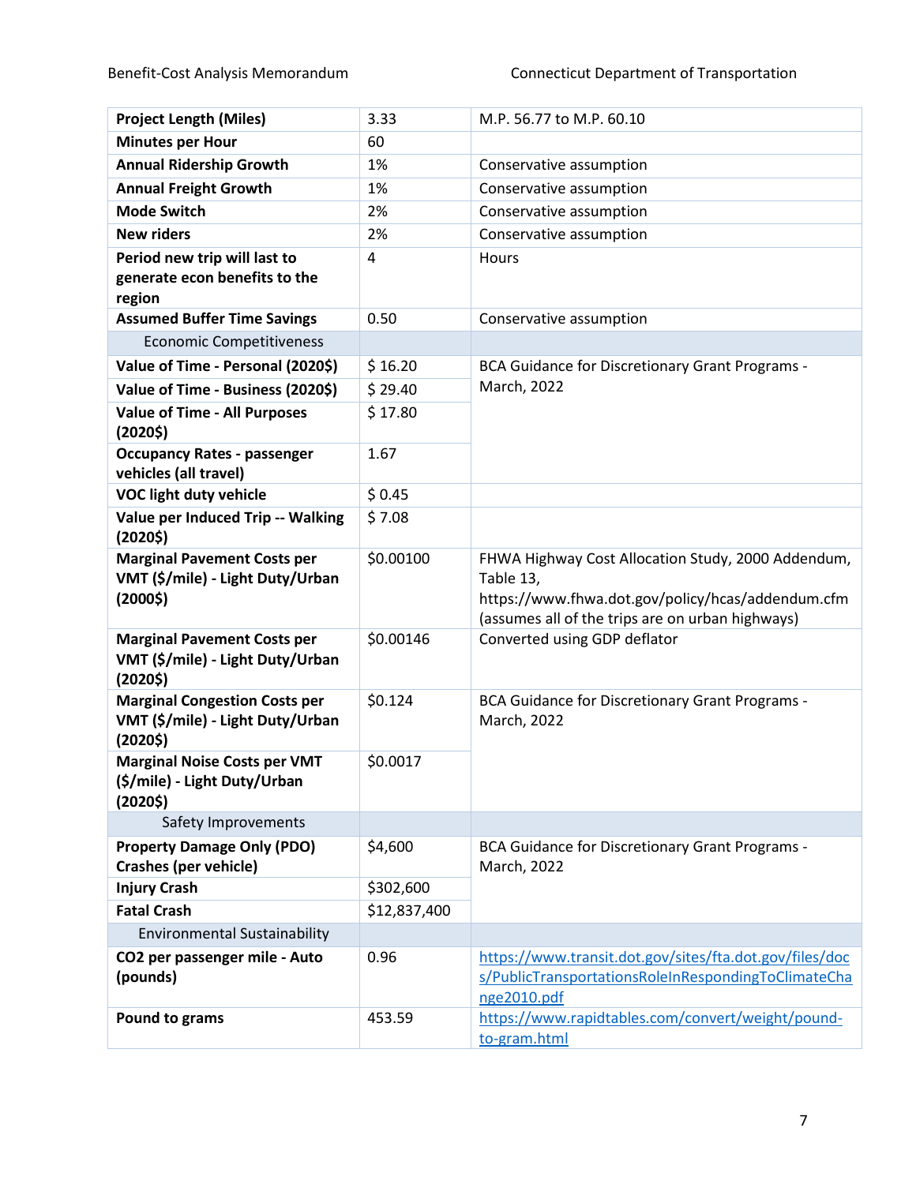| | | |
|---|---|---|
| **Project Length (Miles)** | 3.33 | M.P. 56.77 to M.P. 60.10 |
| **Minutes per Hour** | 60 | |
| **Annual Ridership Growth** | 1% | Conservative assumption |
| **Annual Freight Growth** | 1% | Conservative assumption |
| **Mode Switch** | 2% | Conservative assumption |
| **New riders** | 2% | Conservative assumption |
| **Period new trip will last to generate econ benefits to the region** | 4 | Hours |
| **Assumed Buffer Time Savings** | 0.50 | Conservative assumption |
| Economic Competitiveness | | |
| **Value of Time - Personal (2020$)** | $ 16.20 | BCA Guidance for Discretionary Grant Programs - March, 2022 |
| **Value of Time - Business (2020$)** | $ 29.40 | |
| **Value of Time - All Purposes (2020$)** | $ 17.80 | |
| **Occupancy Rates - passenger vehicles (all travel)** | 1.67 | |
| **VOC light duty vehicle** | $ 0.45 | |
| **Value per Induced Trip -- Walking (2020$)** | $ 7.08 | |
| **Marginal Pavement Costs per VMT ($/mile) - Light Duty/Urban (2000$)** | $0.00100 | FHWA Highway Cost Allocation Study, 2000 Addendum, Table 13, https://www.fhwa.dot.gov/policy/hcas/addendum.cfm (assumes all of the trips are on urban highways) |
| **Marginal Pavement Costs per VMT ($/mile) - Light Duty/Urban (2020$)** | $0.00146 | Converted using GDP deflator |
| **Marginal Congestion Costs per VMT ($/mile) - Light Duty/Urban (2020$)** | $0.124 | BCA Guidance for Discretionary Grant Programs - March, 2022 |
| **Marginal Noise Costs per VMT ($/mile) - Light Duty/Urban (2020$)** | $0.0017 | |
| Safety Improvements | | |
| **Property Damage Only (PDO) Crashes (per vehicle)** | $4,600 | BCA Guidance for Discretionary Grant Programs - March, 2022 |
| **Injury Crash** | $302,600 | |
| **Fatal Crash** | $12,837,400 | |
| Environmental Sustainability | | |
| **CO2 per passenger mile - Auto (pounds)** | 0.96 | https://www.transit.dot.gov/sites/fta.dot.gov/files/docs/PublicTransportationsRoleInRespondingToClimateChange2010.pdf |
| **Pound to grams** | 453.59 | https://www.rapidtables.com/convert/weight/pound-to-gram.html |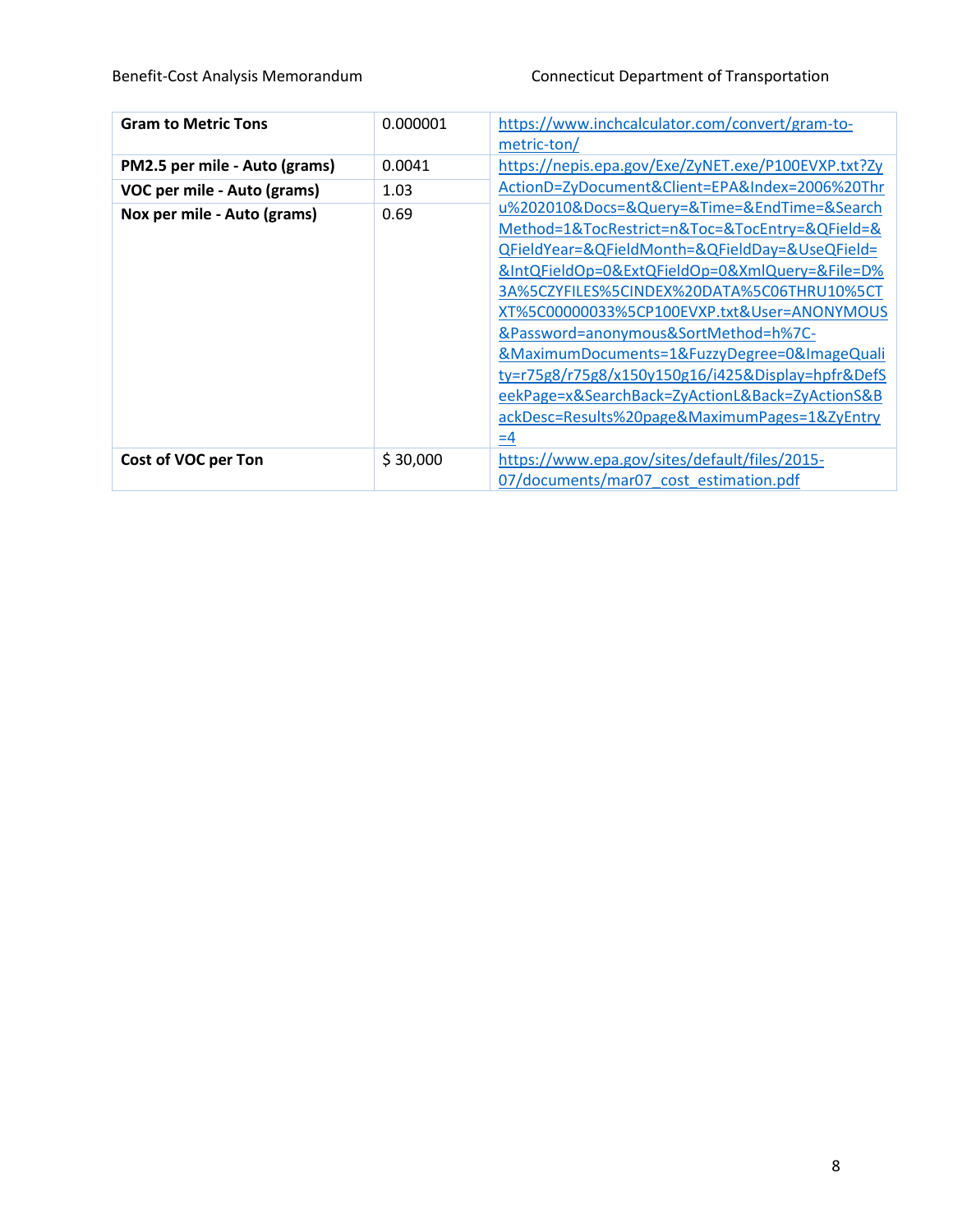| | | |
|---|---|---|
| **Gram to Metric Tons** | 0.000001 | https://www.inchcalculator.com/convert/gram-to-metric-ton/ |
| **PM2.5 per mile - Auto (grams)** | 0.0041 | https://nepis.epa.gov/Exe/ZyNET.exe/P100EVXP.txt?ZyActionD=ZyDocument&Client=EPA&Index=2006%20Thru%202010&Docs=&Query=&Time=&EndTime=&SearchMethod=1&TocRestrict=n&Toc=&TocEntry=&QField=&QFieldYear=&QFieldMonth=&QFieldDay=&UseQField=&IntQFieldOp=0&ExtQFieldOp=0&XmlQuery=&File=D%3A%5CZYFILES%5CINDEX%20DATA%5C06THRU10%5CTXT%5C00000033%5CP100EVXP.txt&User=ANONYMOUS&Password=anonymous&SortMethod=h%7C-&MaximumDocuments=1&FuzzyDegree=0&ImageQuality=r75g8/r75g8/x150y150g16/i425&Display=hpfr&DefSeekPage=x&SearchBack=ZyActionL&Back=ZyActionS&BackDesc=Results%20page&MaximumPages=1&ZyEntry=4 |
| **VOC per mile - Auto (grams)** | 1.03 | |
| **Nox per mile - Auto (grams)** | 0.69 | |
| **Cost of VOC per Ton** | $ 30,000 | https://www.epa.gov/sites/default/files/2015-07/documents/mar07_cost_estimation.pdf |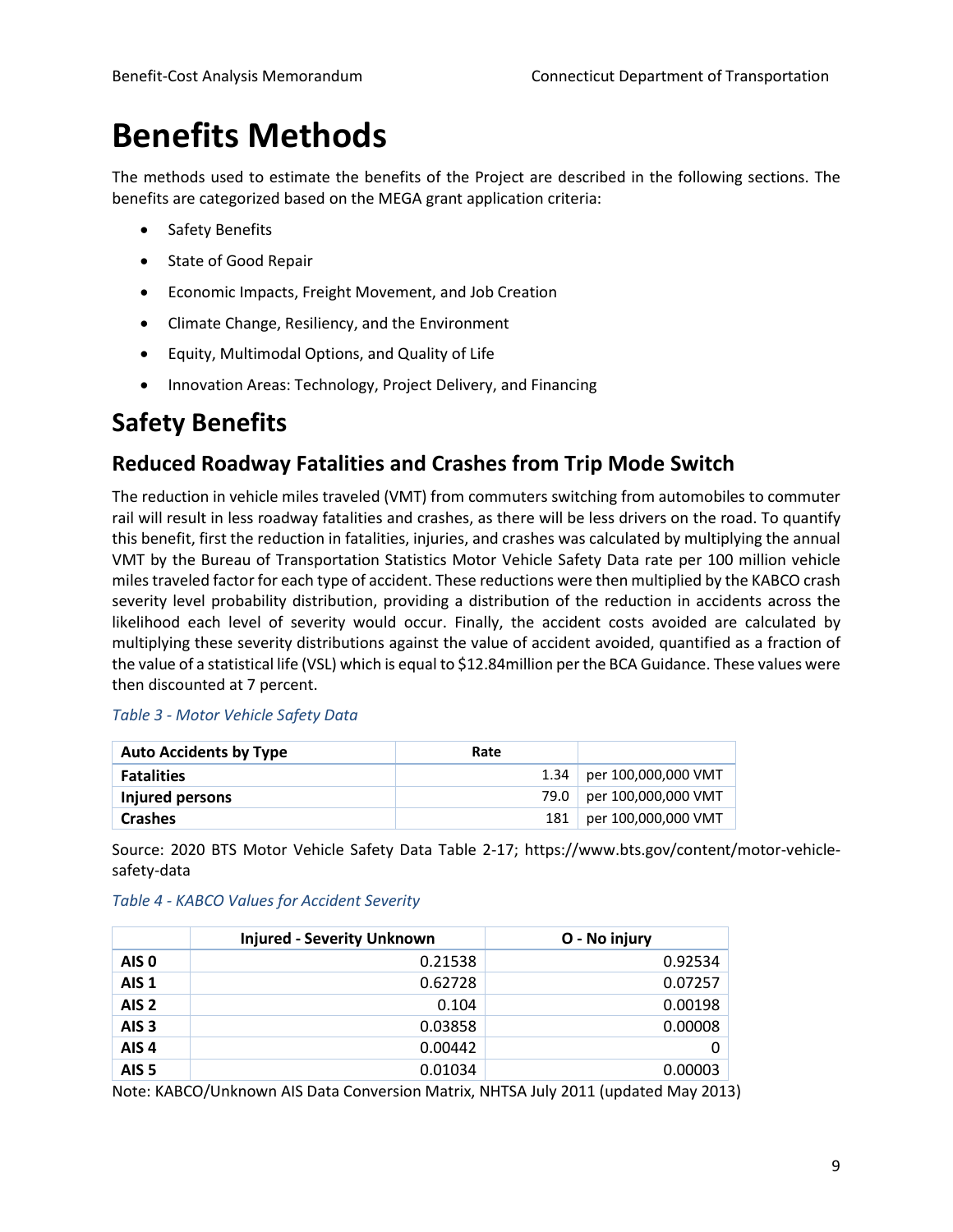# Benefits Methods

The methods used to estimate the benefits of the Project are described in the following sections. The benefits are categorized based on the MEGA grant application criteria:

- Safety Benefits
- State of Good Repair
- Economic Impacts, Freight Movement, and Job Creation
- Climate Change, Resiliency, and the Environment
- Equity, Multimodal Options, and Quality of Life
- Innovation Areas: Technology, Project Delivery, and Financing

## Safety Benefits

### Reduced Roadway Fatalities and Crashes from Trip Mode Switch

The reduction in vehicle miles traveled (VMT) from commuters switching from automobiles to commuter rail will result in less roadway fatalities and crashes, as there will be less drivers on the road. To quantify this benefit, first the reduction in fatalities, injuries, and crashes was calculated by multiplying the annual VMT by the Bureau of Transportation Statistics Motor Vehicle Safety Data rate per 100 million vehicle miles traveled factor for each type of accident. These reductions were then multiplied by the KABCO crash severity level probability distribution, providing a distribution of the reduction in accidents across the likelihood each level of severity would occur. Finally, the accident costs avoided are calculated by multiplying these severity distributions against the value of accident avoided, quantified as a fraction of the value of a statistical life (VSL) which is equal to $12.84million per the BCA Guidance. These values were then discounted at 7 percent.

*Table 3 - Motor Vehicle Safety Data*

| Auto Accidents by Type | Rate | |
|---|---|---|
| **Fatalities** | 1.34 | per 100,000,000 VMT |
| **Injured persons** | 79.0 | per 100,000,000 VMT |
| **Crashes** | 181 | per 100,000,000 VMT |

Source: 2020 BTS Motor Vehicle Safety Data Table 2-17; https://www.bts.gov/content/motor-vehicle-safety-data

*Table 4 - KABCO Values for Accident Severity*

| | Injured - Severity Unknown | O - No injury |
|---|---|---|
| **AIS 0** | 0.21538 | 0.92534 |
| **AIS 1** | 0.62728 | 0.07257 |
| **AIS 2** | 0.104 | 0.00198 |
| **AIS 3** | 0.03858 | 0.00008 |
| **AIS 4** | 0.00442 | 0 |
| **AIS 5** | 0.01034 | 0.00003 |

Note: KABCO/Unknown AIS Data Conversion Matrix, NHTSA July 2011 (updated May 2013)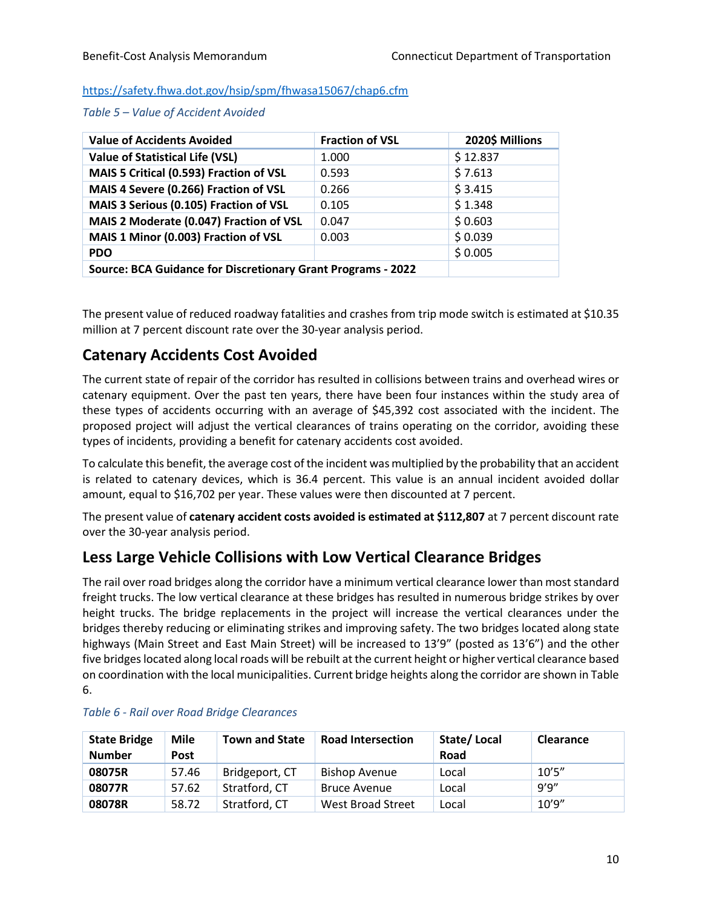https://safety.fhwa.dot.gov/hsip/spm/fhwasa15067/chap6.cfm

*Table 5 – Value of Accident Avoided*

| Value of Accidents Avoided | Fraction of VSL | 2020$ Millions |
|---|---|---|
| **Value of Statistical Life (VSL)** | 1.000 | $ 12.837 |
| **MAIS 5 Critical (0.593) Fraction of VSL** | 0.593 | $ 7.613 |
| **MAIS 4 Severe (0.266) Fraction of VSL** | 0.266 | $ 3.415 |
| **MAIS 3 Serious (0.105) Fraction of VSL** | 0.105 | $ 1.348 |
| **MAIS 2 Moderate (0.047) Fraction of VSL** | 0.047 | $ 0.603 |
| **MAIS 1 Minor (0.003) Fraction of VSL** | 0.003 | $ 0.039 |
| **PDO** | | $ 0.005 |
| **Source: BCA Guidance for Discretionary Grant Programs - 2022** | | |

The present value of reduced roadway fatalities and crashes from trip mode switch is estimated at $10.35 million at 7 percent discount rate over the 30-year analysis period.

## Catenary Accidents Cost Avoided

The current state of repair of the corridor has resulted in collisions between trains and overhead wires or catenary equipment. Over the past ten years, there have been four instances within the study area of these types of accidents occurring with an average of $45,392 cost associated with the incident. The proposed project will adjust the vertical clearances of trains operating on the corridor, avoiding these types of incidents, providing a benefit for catenary accidents cost avoided.

To calculate this benefit, the average cost of the incident was multiplied by the probability that an accident is related to catenary devices, which is 36.4 percent. This value is an annual incident avoided dollar amount, equal to $16,702 per year. These values were then discounted at 7 percent.

The present value of **catenary accident costs avoided is estimated at $112,807** at 7 percent discount rate over the 30-year analysis period.

## Less Large Vehicle Collisions with Low Vertical Clearance Bridges

The rail over road bridges along the corridor have a minimum vertical clearance lower than most standard freight trucks. The low vertical clearance at these bridges has resulted in numerous bridge strikes by over height trucks. The bridge replacements in the project will increase the vertical clearances under the bridges thereby reducing or eliminating strikes and improving safety. The two bridges located along state highways (Main Street and East Main Street) will be increased to 13'9" (posted as 13'6") and the other five bridges located along local roads will be rebuilt at the current height or higher vertical clearance based on coordination with the local municipalities. Current bridge heights along the corridor are shown in Table 6.

*Table 6 - Rail over Road Bridge Clearances*

| State Bridge Number | Mile Post | Town and State | Road Intersection | State/ Local Road | Clearance |
|---|---|---|---|---|---|
| **08075R** | 57.46 | Bridgeport, CT | Bishop Avenue | Local | 10'5" |
| **08077R** | 57.62 | Stratford, CT | Bruce Avenue | Local | 9'9" |
| **08078R** | 58.72 | Stratford, CT | West Broad Street | Local | 10'9" |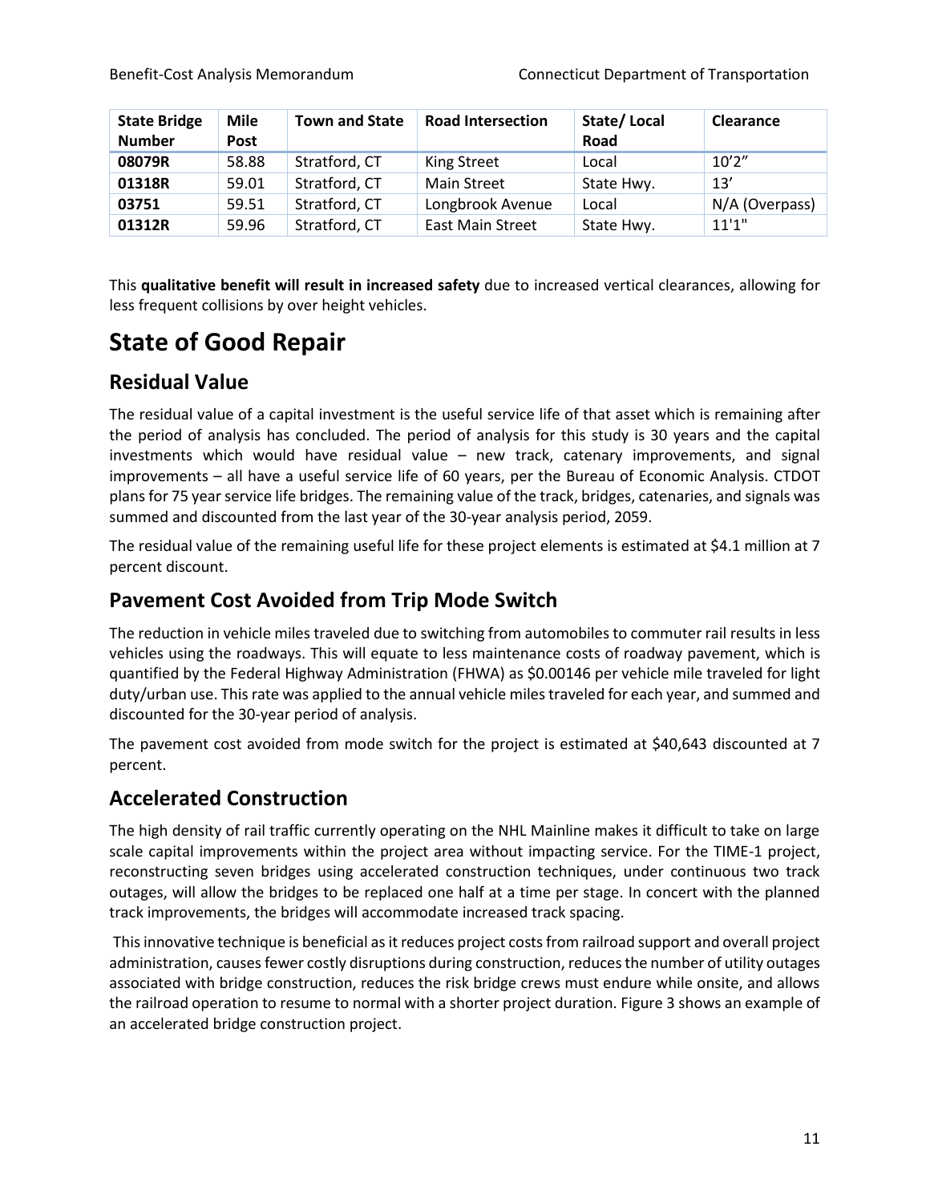| State Bridge Number | Mile Post | Town and State | Road Intersection | State/ Local Road | Clearance |
|---|---|---|---|---|---|
| **08079R** | 58.88 | Stratford, CT | King Street | Local | 10’2” |
| **01318R** | 59.01 | Stratford, CT | Main Street | State Hwy. | 13’ |
| **03751** | 59.51 | Stratford, CT | Longbrook Avenue | Local | N/A (Overpass) |
| **01312R** | 59.96 | Stratford, CT | East Main Street | State Hwy. | 11'1" |

This **qualitative benefit will result in increased safety** due to increased vertical clearances, allowing for less frequent collisions by over height vehicles.

# State of Good Repair

## Residual Value

The residual value of a capital investment is the useful service life of that asset which is remaining after the period of analysis has concluded. The period of analysis for this study is 30 years and the capital investments which would have residual value – new track, catenary improvements, and signal improvements – all have a useful service life of 60 years, per the Bureau of Economic Analysis. CTDOT plans for 75 year service life bridges. The remaining value of the track, bridges, catenaries, and signals was summed and discounted from the last year of the 30-year analysis period, 2059.

The residual value of the remaining useful life for these project elements is estimated at $4.1 million at 7 percent discount.

## Pavement Cost Avoided from Trip Mode Switch

The reduction in vehicle miles traveled due to switching from automobiles to commuter rail results in less vehicles using the roadways. This will equate to less maintenance costs of roadway pavement, which is quantified by the Federal Highway Administration (FHWA) as $0.00146 per vehicle mile traveled for light duty/urban use. This rate was applied to the annual vehicle miles traveled for each year, and summed and discounted for the 30-year period of analysis.

The pavement cost avoided from mode switch for the project is estimated at $40,643 discounted at 7 percent.

## Accelerated Construction

The high density of rail traffic currently operating on the NHL Mainline makes it difficult to take on large scale capital improvements within the project area without impacting service. For the TIME-1 project, reconstructing seven bridges using accelerated construction techniques, under continuous two track outages, will allow the bridges to be replaced one half at a time per stage. In concert with the planned track improvements, the bridges will accommodate increased track spacing.

This innovative technique is beneficial as it reduces project costs from railroad support and overall project administration, causes fewer costly disruptions during construction, reduces the number of utility outages associated with bridge construction, reduces the risk bridge crews must endure while onsite, and allows the railroad operation to resume to normal with a shorter project duration. Figure 3 shows an example of an accelerated bridge construction project.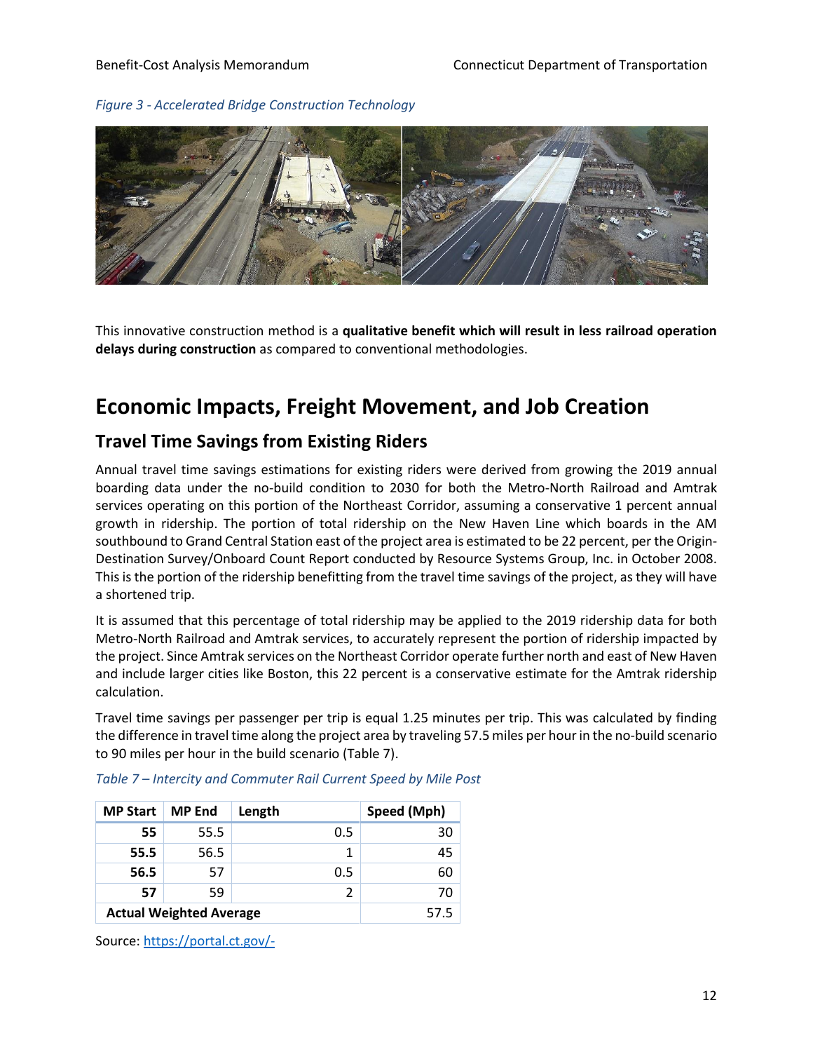*Figure 3 - Accelerated Bridge Construction Technology*

This innovative construction method is a **qualitative benefit which will result in less railroad operation delays during construction** as compared to conventional methodologies.

# Economic Impacts, Freight Movement, and Job Creation

## Travel Time Savings from Existing Riders

Annual travel time savings estimations for existing riders were derived from growing the 2019 annual boarding data under the no-build condition to 2030 for both the Metro-North Railroad and Amtrak services operating on this portion of the Northeast Corridor, assuming a conservative 1 percent annual growth in ridership. The portion of total ridership on the New Haven Line which boards in the AM southbound to Grand Central Station east of the project area is estimated to be 22 percent, per the Origin-Destination Survey/Onboard Count Report conducted by Resource Systems Group, Inc. in October 2008. This is the portion of the ridership benefitting from the travel time savings of the project, as they will have a shortened trip.

It is assumed that this percentage of total ridership may be applied to the 2019 ridership data for both Metro-North Railroad and Amtrak services, to accurately represent the portion of ridership impacted by the project. Since Amtrak services on the Northeast Corridor operate further north and east of New Haven and include larger cities like Boston, this 22 percent is a conservative estimate for the Amtrak ridership calculation.

Travel time savings per passenger per trip is equal 1.25 minutes per trip. This was calculated by finding the difference in travel time along the project area by traveling 57.5 miles per hour in the no-build scenario to 90 miles per hour in the build scenario (Table 7).

*Table 7 – Intercity and Commuter Rail Current Speed by Mile Post*

| MP Start | MP End | Length | Speed (Mph) |
|---|---|---|---|
| **55** | 55.5 | 0.5 | 30 |
| **55.5** | 56.5 | 1 | 45 |
| **56.5** | 57 | 0.5 | 60 |
| **57** | 59 | 2 | 70 |
| **Actual Weighted Average** | | | 57.5 |

Source: https://portal.ct.gov/-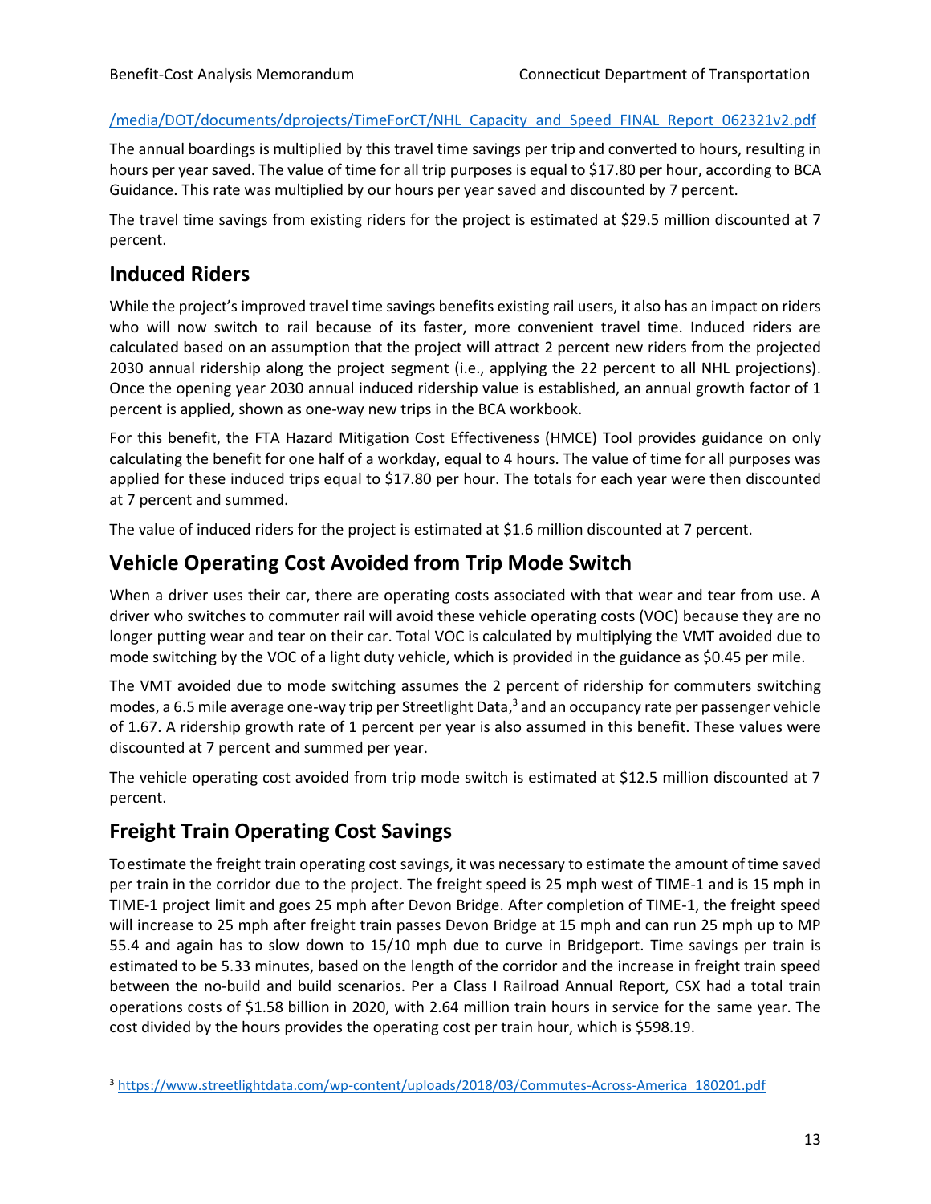/media/DOT/documents/dprojects/TimeForCT/NHL_Capacity_and_Speed_FINAL_Report_062321v2.pdf

The annual boardings is multiplied by this travel time savings per trip and converted to hours, resulting in hours per year saved. The value of time for all trip purposes is equal to $17.80 per hour, according to BCA Guidance. This rate was multiplied by our hours per year saved and discounted by 7 percent.

The travel time savings from existing riders for the project is estimated at $29.5 million discounted at 7 percent.

## Induced Riders

While the project's improved travel time savings benefits existing rail users, it also has an impact on riders who will now switch to rail because of its faster, more convenient travel time. Induced riders are calculated based on an assumption that the project will attract 2 percent new riders from the projected 2030 annual ridership along the project segment (i.e., applying the 22 percent to all NHL projections). Once the opening year 2030 annual induced ridership value is established, an annual growth factor of 1 percent is applied, shown as one-way new trips in the BCA workbook.

For this benefit, the FTA Hazard Mitigation Cost Effectiveness (HMCE) Tool provides guidance on only calculating the benefit for one half of a workday, equal to 4 hours. The value of time for all purposes was applied for these induced trips equal to $17.80 per hour. The totals for each year were then discounted at 7 percent and summed.

The value of induced riders for the project is estimated at $1.6 million discounted at 7 percent.

## Vehicle Operating Cost Avoided from Trip Mode Switch

When a driver uses their car, there are operating costs associated with that wear and tear from use. A driver who switches to commuter rail will avoid these vehicle operating costs (VOC) because they are no longer putting wear and tear on their car. Total VOC is calculated by multiplying the VMT avoided due to mode switching by the VOC of a light duty vehicle, which is provided in the guidance as $0.45 per mile.

The VMT avoided due to mode switching assumes the 2 percent of ridership for commuters switching modes, a 6.5 mile average one-way trip per Streetlight Data,[3] and an occupancy rate per passenger vehicle of 1.67. A ridership growth rate of 1 percent per year is also assumed in this benefit. These values were discounted at 7 percent and summed per year.

The vehicle operating cost avoided from trip mode switch is estimated at $12.5 million discounted at 7 percent.

## Freight Train Operating Cost Savings

To estimate the freight train operating cost savings, it was necessary to estimate the amount of time saved per train in the corridor due to the project. The freight speed is 25 mph west of TIME-1 and is 15 mph in TIME-1 project limit and goes 25 mph after Devon Bridge. After completion of TIME-1, the freight speed will increase to 25 mph after freight train passes Devon Bridge at 15 mph and can run 25 mph up to MP 55.4 and again has to slow down to 15/10 mph due to curve in Bridgeport. Time savings per train is estimated to be 5.33 minutes, based on the length of the corridor and the increase in freight train speed between the no-build and build scenarios. Per a Class I Railroad Annual Report, CSX had a total train operations costs of $1.58 billion in 2020, with 2.64 million train hours in service for the same year. The cost divided by the hours provides the operating cost per train hour, which is $598.19.

[3] https://www.streetlightdata.com/wp-content/uploads/2018/03/Commutes-Across-America_180201.pdf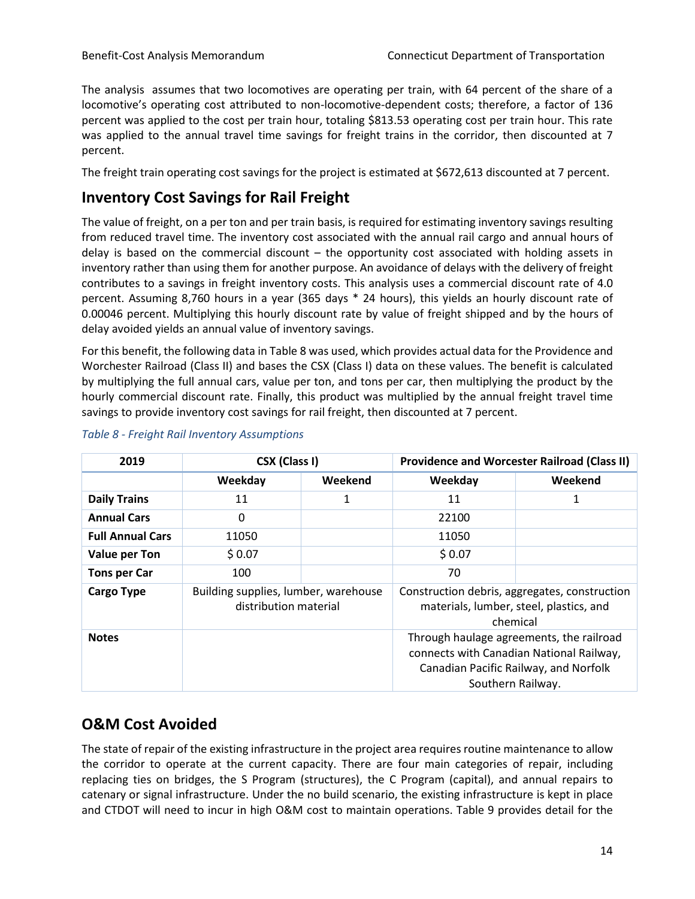The analysis  assumes that two locomotives are operating per train, with 64 percent of the share of a locomotive's operating cost attributed to non-locomotive-dependent costs; therefore, a factor of 136 percent was applied to the cost per train hour, totaling $813.53 operating cost per train hour. This rate was applied to the annual travel time savings for freight trains in the corridor, then discounted at 7 percent.

The freight train operating cost savings for the project is estimated at $672,613 discounted at 7 percent.

## Inventory Cost Savings for Rail Freight

The value of freight, on a per ton and per train basis, is required for estimating inventory savings resulting from reduced travel time. The inventory cost associated with the annual rail cargo and annual hours of delay is based on the commercial discount – the opportunity cost associated with holding assets in inventory rather than using them for another purpose. An avoidance of delays with the delivery of freight contributes to a savings in freight inventory costs. This analysis uses a commercial discount rate of 4.0 percent. Assuming 8,760 hours in a year (365 days * 24 hours), this yields an hourly discount rate of 0.00046 percent. Multiplying this hourly discount rate by value of freight shipped and by the hours of delay avoided yields an annual value of inventory savings.

For this benefit, the following data in Table 8 was used, which provides actual data for the Providence and Worchester Railroad (Class II) and bases the CSX (Class I) data on these values. The benefit is calculated by multiplying the full annual cars, value per ton, and tons per car, then multiplying the product by the hourly commercial discount rate. Finally, this product was multiplied by the annual freight travel time savings to provide inventory cost savings for rail freight, then discounted at 7 percent.

*Table 8 - Freight Rail Inventory Assumptions*

| 2019 | CSX (Class I) | | Providence and Worcester Railroad (Class II) | |
|---|---|---|---|---|
| | Weekday | Weekend | Weekday | Weekend |
| **Daily Trains** | 11 | 1 | 11 | 1 |
| **Annual Cars** | 0 | | 22100 | |
| **Full Annual Cars** | 11050 | | 11050 | |
| **Value per Ton** | $ 0.07 | | $ 0.07 | |
| **Tons per Car** | 100 | | 70 | |
| **Cargo Type** | Building supplies, lumber, warehouse distribution material | | Construction debris, aggregates, construction materials, lumber, steel, plastics, and chemical | |
| **Notes** | | | Through haulage agreements, the railroad connects with Canadian National Railway, Canadian Pacific Railway, and Norfolk Southern Railway. | |

## O&M Cost Avoided

The state of repair of the existing infrastructure in the project area requires routine maintenance to allow the corridor to operate at the current capacity. There are four main categories of repair, including replacing ties on bridges, the S Program (structures), the C Program (capital), and annual repairs to catenary or signal infrastructure. Under the no build scenario, the existing infrastructure is kept in place and CTDOT will need to incur in high O&M cost to maintain operations. Table 9 provides detail for the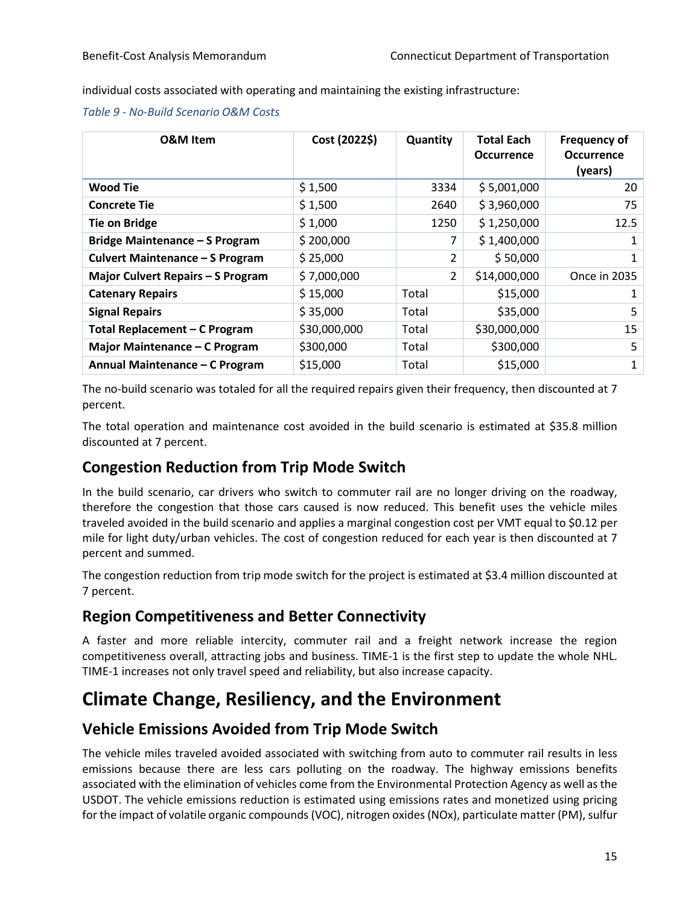individual costs associated with operating and maintaining the existing infrastructure:

*Table 9 - No-Build Scenario O&M Costs*

| O&M Item | Cost (2022$) | Quantity | Total Each Occurrence | Frequency of Occurrence (years) |
|---|---|---|---|---|
| **Wood Tie** | $ 1,500 | 3334 | $ 5,001,000 | 20 |
| **Concrete Tie** | $ 1,500 | 2640 | $ 3,960,000 | 75 |
| **Tie on Bridge** | $ 1,000 | 1250 | $ 1,250,000 | 12.5 |
| **Bridge Maintenance – S Program** | $ 200,000 | 7 | $ 1,400,000 | 1 |
| **Culvert Maintenance – S Program** | $ 25,000 | 2 | $ 50,000 | 1 |
| **Major Culvert Repairs – S Program** | $ 7,000,000 | 2 | $14,000,000 | Once in 2035 |
| **Catenary Repairs** | $ 15,000 | Total | $15,000 | 1 |
| **Signal Repairs** | $ 35,000 | Total | $35,000 | 5 |
| **Total Replacement – C Program** | $30,000,000 | Total | $30,000,000 | 15 |
| **Major Maintenance – C Program** | $300,000 | Total | $300,000 | 5 |
| **Annual Maintenance – C Program** | $15,000 | Total | $15,000 | 1 |

The no-build scenario was totaled for all the required repairs given their frequency, then discounted at 7 percent.

The total operation and maintenance cost avoided in the build scenario is estimated at $35.8 million discounted at 7 percent.

## Congestion Reduction from Trip Mode Switch

In the build scenario, car drivers who switch to commuter rail are no longer driving on the roadway, therefore the congestion that those cars caused is now reduced. This benefit uses the vehicle miles traveled avoided in the build scenario and applies a marginal congestion cost per VMT equal to $0.12 per mile for light duty/urban vehicles. The cost of congestion reduced for each year is then discounted at 7 percent and summed.

The congestion reduction from trip mode switch for the project is estimated at $3.4 million discounted at 7 percent.

## Region Competitiveness and Better Connectivity

A faster and more reliable intercity, commuter rail and a freight network increase the region competitiveness overall, attracting jobs and business. TIME-1 is the first step to update the whole NHL. TIME-1 increases not only travel speed and reliability, but also increase capacity.

# Climate Change, Resiliency, and the Environment

## Vehicle Emissions Avoided from Trip Mode Switch

The vehicle miles traveled avoided associated with switching from auto to commuter rail results in less emissions because there are less cars polluting on the roadway. The highway emissions benefits associated with the elimination of vehicles come from the Environmental Protection Agency as well as the USDOT. The vehicle emissions reduction is estimated using emissions rates and monetized using pricing for the impact of volatile organic compounds (VOC), nitrogen oxides (NOx), particulate matter (PM), sulfur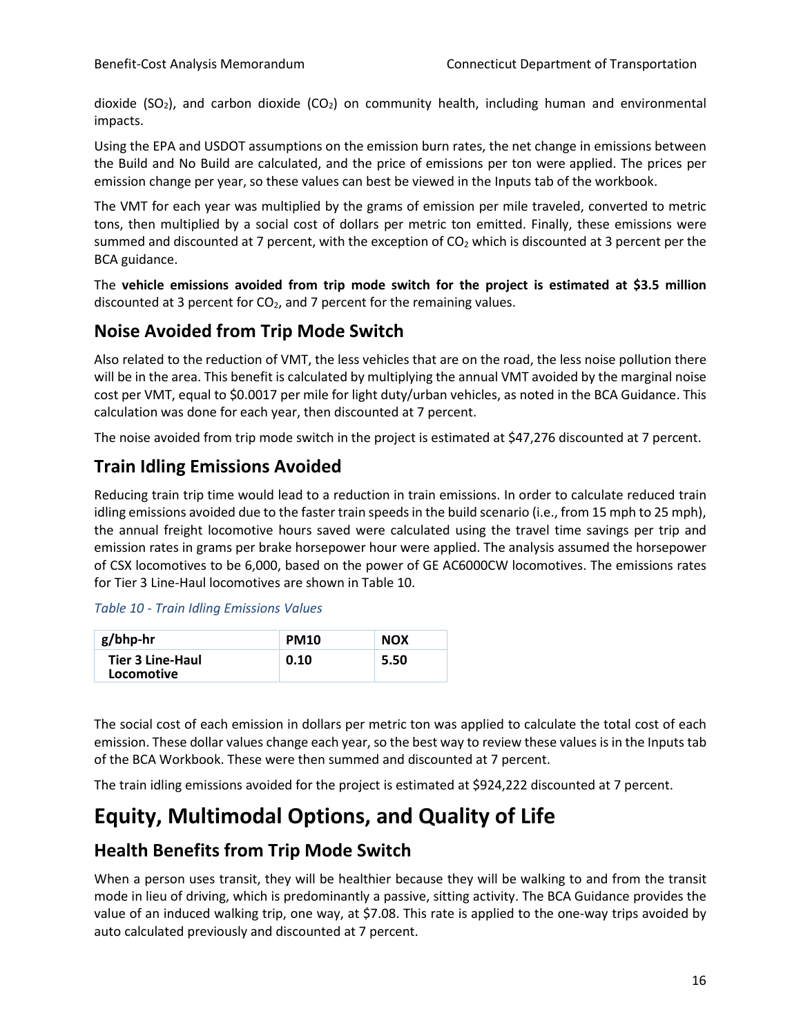dioxide ($SO_2$), and carbon dioxide ($CO_2$) on community health, including human and environmental impacts.

Using the EPA and USDOT assumptions on the emission burn rates, the net change in emissions between the Build and No Build are calculated, and the price of emissions per ton were applied. The prices per emission change per year, so these values can best be viewed in the Inputs tab of the workbook.

The VMT for each year was multiplied by the grams of emission per mile traveled, converted to metric tons, then multiplied by a social cost of dollars per metric ton emitted. Finally, these emissions were summed and discounted at 7 percent, with the exception of $CO_2$ which is discounted at 3 percent per the BCA guidance.

The **vehicle emissions avoided from trip mode switch for the project is estimated at $3.5 million** discounted at 3 percent for $CO_2$, and 7 percent for the remaining values.

## Noise Avoided from Trip Mode Switch

Also related to the reduction of VMT, the less vehicles that are on the road, the less noise pollution there will be in the area. This benefit is calculated by multiplying the annual VMT avoided by the marginal noise cost per VMT, equal to $0.0017 per mile for light duty/urban vehicles, as noted in the BCA Guidance. This calculation was done for each year, then discounted at 7 percent.

The noise avoided from trip mode switch in the project is estimated at $47,276 discounted at 7 percent.

## Train Idling Emissions Avoided

Reducing train trip time would lead to a reduction in train emissions. In order to calculate reduced train idling emissions avoided due to the faster train speeds in the build scenario (i.e., from 15 mph to 25 mph), the annual freight locomotive hours saved were calculated using the travel time savings per trip and emission rates in grams per brake horsepower hour were applied. The analysis assumed the horsepower of CSX locomotives to be 6,000, based on the power of GE AC6000CW locomotives. The emissions rates for Tier 3 Line-Haul locomotives are shown in Table 10.

*Table 10 - Train Idling Emissions Values*

| g/bhp-hr | PM10 | NOX |
|---|---|---|
| **Tier 3 Line-Haul Locomotive** | **0.10** | **5.50** |

The social cost of each emission in dollars per metric ton was applied to calculate the total cost of each emission. These dollar values change each year, so the best way to review these values is in the Inputs tab of the BCA Workbook. These were then summed and discounted at 7 percent.

The train idling emissions avoided for the project is estimated at $924,222 discounted at 7 percent.

# Equity, Multimodal Options, and Quality of Life

## Health Benefits from Trip Mode Switch

When a person uses transit, they will be healthier because they will be walking to and from the transit mode in lieu of driving, which is predominantly a passive, sitting activity. The BCA Guidance provides the value of an induced walking trip, one way, at $7.08. This rate is applied to the one-way trips avoided by auto calculated previously and discounted at 7 percent.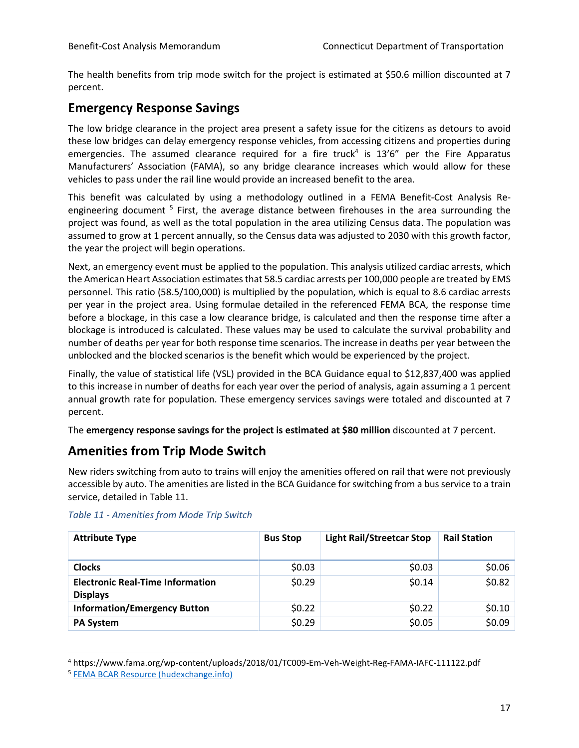The health benefits from trip mode switch for the project is estimated at $50.6 million discounted at 7 percent.

## Emergency Response Savings

The low bridge clearance in the project area present a safety issue for the citizens as detours to avoid these low bridges can delay emergency response vehicles, from accessing citizens and properties during emergencies. The assumed clearance required for a fire truck[4] is 13'6" per the Fire Apparatus Manufacturers' Association (FAMA), so any bridge clearance increases which would allow for these vehicles to pass under the rail line would provide an increased benefit to the area.

This benefit was calculated by using a methodology outlined in a FEMA Benefit-Cost Analysis Re-engineering document [5] First, the average distance between firehouses in the area surrounding the project was found, as well as the total population in the area utilizing Census data. The population was assumed to grow at 1 percent annually, so the Census data was adjusted to 2030 with this growth factor, the year the project will begin operations.

Next, an emergency event must be applied to the population. This analysis utilized cardiac arrests, which the American Heart Association estimates that 58.5 cardiac arrests per 100,000 people are treated by EMS personnel. This ratio (58.5/100,000) is multiplied by the population, which is equal to 8.6 cardiac arrests per year in the project area. Using formulae detailed in the referenced FEMA BCA, the response time before a blockage, in this case a low clearance bridge, is calculated and then the response time after a blockage is introduced is calculated. These values may be used to calculate the survival probability and number of deaths per year for both response time scenarios. The increase in deaths per year between the unblocked and the blocked scenarios is the benefit which would be experienced by the project.

Finally, the value of statistical life (VSL) provided in the BCA Guidance equal to $12,837,400 was applied to this increase in number of deaths for each year over the period of analysis, again assuming a 1 percent annual growth rate for population. These emergency services savings were totaled and discounted at 7 percent.

The **emergency response savings for the project is estimated at $80 million** discounted at 7 percent.

## Amenities from Trip Mode Switch

New riders switching from auto to trains will enjoy the amenities offered on rail that were not previously accessible by auto. The amenities are listed in the BCA Guidance for switching from a bus service to a train service, detailed in Table 11.

*Table 11 - Amenities from Mode Trip Switch*

| Attribute Type | Bus Stop | Light Rail/Streetcar Stop | Rail Station |
|---|---|---|---|
| **Clocks** | $0.03 | $0.03 | $0.06 |
| **Electronic Real-Time Information Displays** | $0.29 | $0.14 | $0.82 |
| **Information/Emergency Button** | $0.22 | $0.22 | $0.10 |
| **PA System** | $0.29 | $0.05 | $0.09 |

[4] https://www.fama.org/wp-content/uploads/2018/01/TC009-Em-Veh-Weight-Reg-FAMA-IAFC-111122.pdf

[5] FEMA BCAR Resource (hudexchange.info)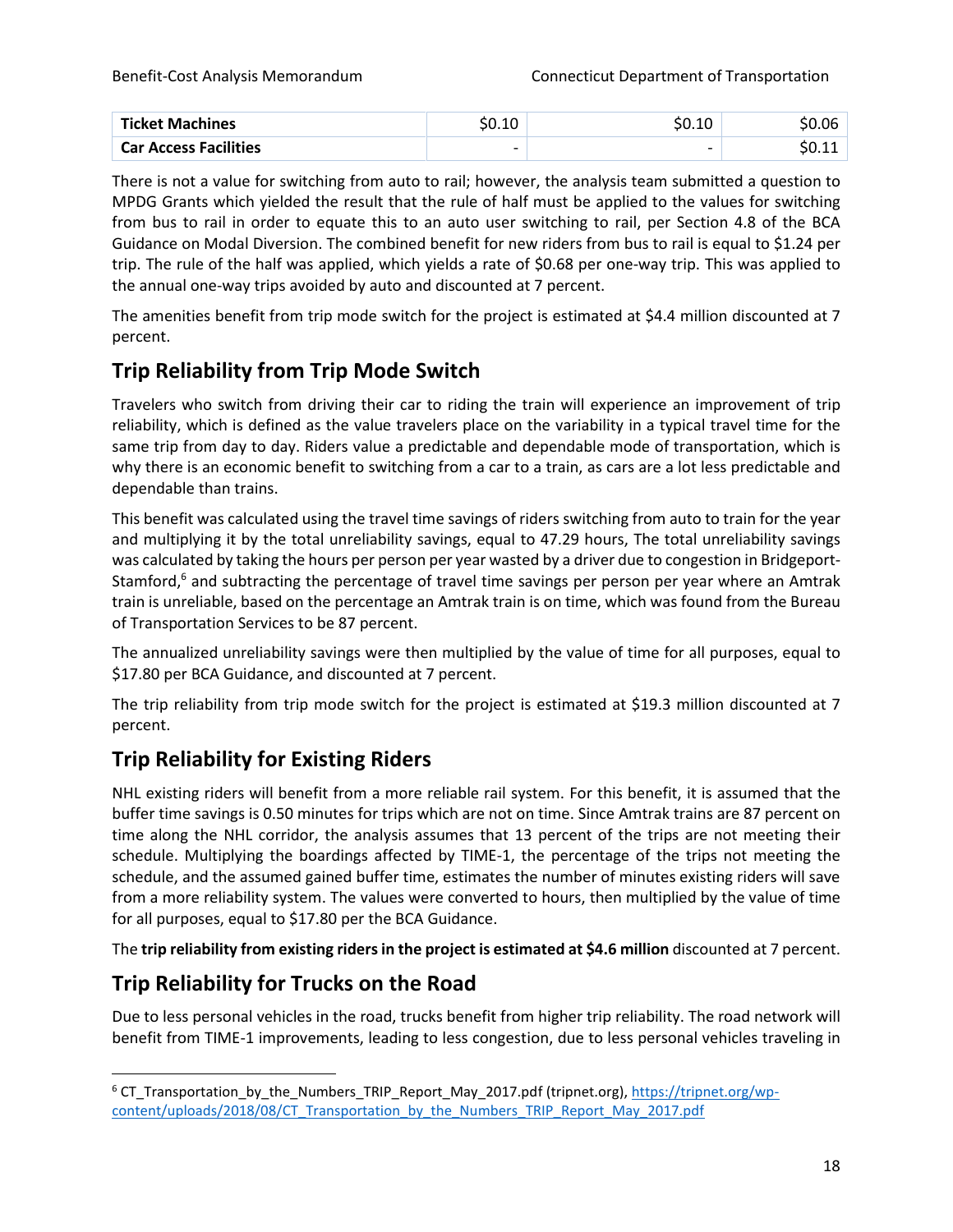| | | | |
|---|---|---|---|
| **Ticket Machines** | $0.10 | $0.10 | $0.06 |
| **Car Access Facilities** | - | - | $0.11 |

There is not a value for switching from auto to rail; however, the analysis team submitted a question to MPDG Grants which yielded the result that the rule of half must be applied to the values for switching from bus to rail in order to equate this to an auto user switching to rail, per Section 4.8 of the BCA Guidance on Modal Diversion. The combined benefit for new riders from bus to rail is equal to $1.24 per trip. The rule of the half was applied, which yields a rate of $0.68 per one-way trip. This was applied to the annual one-way trips avoided by auto and discounted at 7 percent.

The amenities benefit from trip mode switch for the project is estimated at $4.4 million discounted at 7 percent.

## Trip Reliability from Trip Mode Switch

Travelers who switch from driving their car to riding the train will experience an improvement of trip reliability, which is defined as the value travelers place on the variability in a typical travel time for the same trip from day to day. Riders value a predictable and dependable mode of transportation, which is why there is an economic benefit to switching from a car to a train, as cars are a lot less predictable and dependable than trains.

This benefit was calculated using the travel time savings of riders switching from auto to train for the year and multiplying it by the total unreliability savings, equal to 47.29 hours, The total unreliability savings was calculated by taking the hours per person per year wasted by a driver due to congestion in Bridgeport-Stamford,[6] and subtracting the percentage of travel time savings per person per year where an Amtrak train is unreliable, based on the percentage an Amtrak train is on time, which was found from the Bureau of Transportation Services to be 87 percent.

The annualized unreliability savings were then multiplied by the value of time for all purposes, equal to $17.80 per BCA Guidance, and discounted at 7 percent.

The trip reliability from trip mode switch for the project is estimated at $19.3 million discounted at 7 percent.

## Trip Reliability for Existing Riders

NHL existing riders will benefit from a more reliable rail system. For this benefit, it is assumed that the buffer time savings is 0.50 minutes for trips which are not on time. Since Amtrak trains are 87 percent on time along the NHL corridor, the analysis assumes that 13 percent of the trips are not meeting their schedule. Multiplying the boardings affected by TIME-1, the percentage of the trips not meeting the schedule, and the assumed gained buffer time, estimates the number of minutes existing riders will save from a more reliability system. The values were converted to hours, then multiplied by the value of time for all purposes, equal to $17.80 per the BCA Guidance.

The **trip reliability from existing riders in the project is estimated at $4.6 million** discounted at 7 percent.

## Trip Reliability for Trucks on the Road

Due to less personal vehicles in the road, trucks benefit from higher trip reliability. The road network will benefit from TIME-1 improvements, leading to less congestion, due to less personal vehicles traveling in

[6] CT_Transportation_by_the_Numbers_TRIP_Report_May_2017.pdf (tripnet.org), https://tripnet.org/wp-content/uploads/2018/08/CT_Transportation_by_the_Numbers_TRIP_Report_May_2017.pdf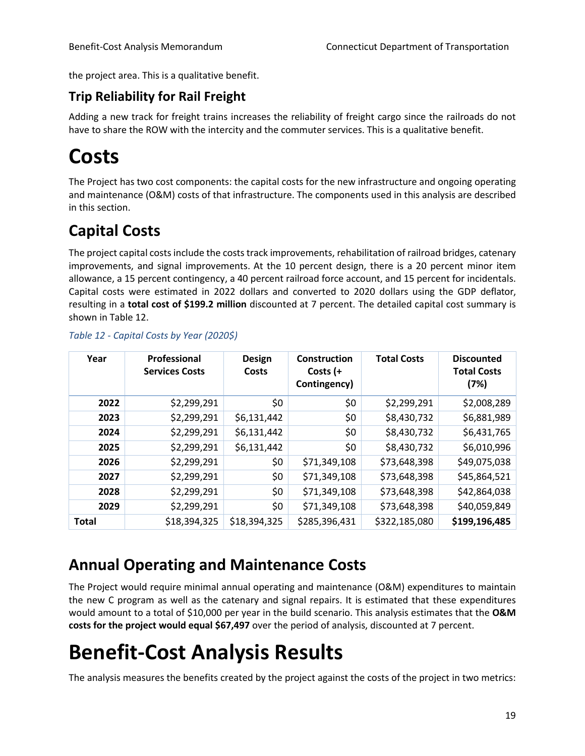the project area. This is a qualitative benefit.

## Trip Reliability for Rail Freight

Adding a new track for freight trains increases the reliability of freight cargo since the railroads do not have to share the ROW with the intercity and the commuter services. This is a qualitative benefit.

# Costs

The Project has two cost components: the capital costs for the new infrastructure and ongoing operating and maintenance (O&M) costs of that infrastructure. The components used in this analysis are described in this section.

## Capital Costs

The project capital costs include the costs track improvements, rehabilitation of railroad bridges, catenary improvements, and signal improvements. At the 10 percent design, there is a 20 percent minor item allowance, a 15 percent contingency, a 40 percent railroad force account, and 15 percent for incidentals. Capital costs were estimated in 2022 dollars and converted to 2020 dollars using the GDP deflator, resulting in a **total cost of $199.2 million** discounted at 7 percent. The detailed capital cost summary is shown in Table 12.

*Table 12 - Capital Costs by Year (2020$)*

| Year | Professional Services Costs | Design Costs | Construction Costs (+ Contingency) | Total Costs | Discounted Total Costs (7%) |
|---|---|---|---|---|---|
| **2022** | $2,299,291 | $0 | $0 | $2,299,291 | $2,008,289 |
| **2023** | $2,299,291 | $6,131,442 | $0 | $8,430,732 | $6,881,989 |
| **2024** | $2,299,291 | $6,131,442 | $0 | $8,430,732 | $6,431,765 |
| **2025** | $2,299,291 | $6,131,442 | $0 | $8,430,732 | $6,010,996 |
| **2026** | $2,299,291 | $0 | $71,349,108 | $73,648,398 | $49,075,038 |
| **2027** | $2,299,291 | $0 | $71,349,108 | $73,648,398 | $45,864,521 |
| **2028** | $2,299,291 | $0 | $71,349,108 | $73,648,398 | $42,864,038 |
| **2029** | $2,299,291 | $0 | $71,349,108 | $73,648,398 | $40,059,849 |
| **Total** | $18,394,325 | $18,394,325 | $285,396,431 | $322,185,080 | **$199,196,485** |

## Annual Operating and Maintenance Costs

The Project would require minimal annual operating and maintenance (O&M) expenditures to maintain the new C program as well as the catenary and signal repairs. It is estimated that these expenditures would amount to a total of $10,000 per year in the build scenario. This analysis estimates that the **O&M costs for the project would equal $67,497** over the period of analysis, discounted at 7 percent.

# Benefit-Cost Analysis Results

The analysis measures the benefits created by the project against the costs of the project in two metrics: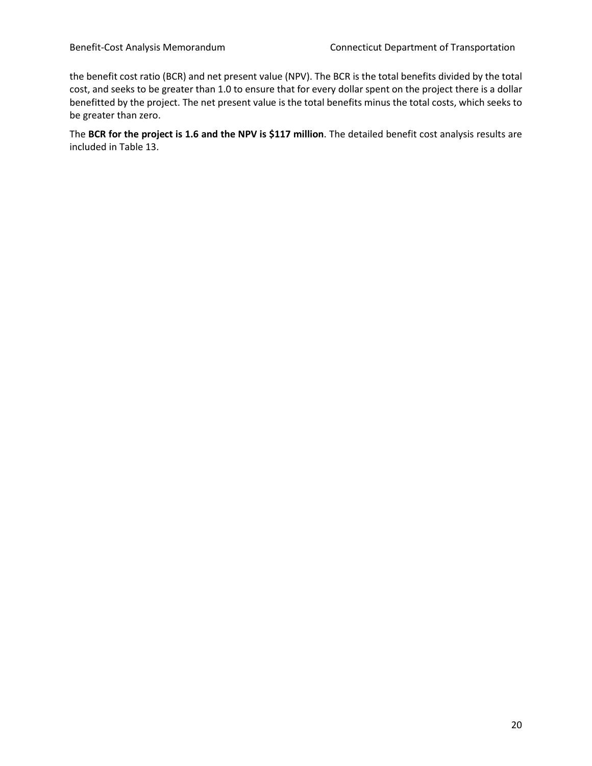the benefit cost ratio (BCR) and net present value (NPV). The BCR is the total benefits divided by the total cost, and seeks to be greater than 1.0 to ensure that for every dollar spent on the project there is a dollar benefitted by the project. The net present value is the total benefits minus the total costs, which seeks to be greater than zero.

The **BCR for the project is 1.6 and the NPV is $117 million**. The detailed benefit cost analysis results are included in Table 13.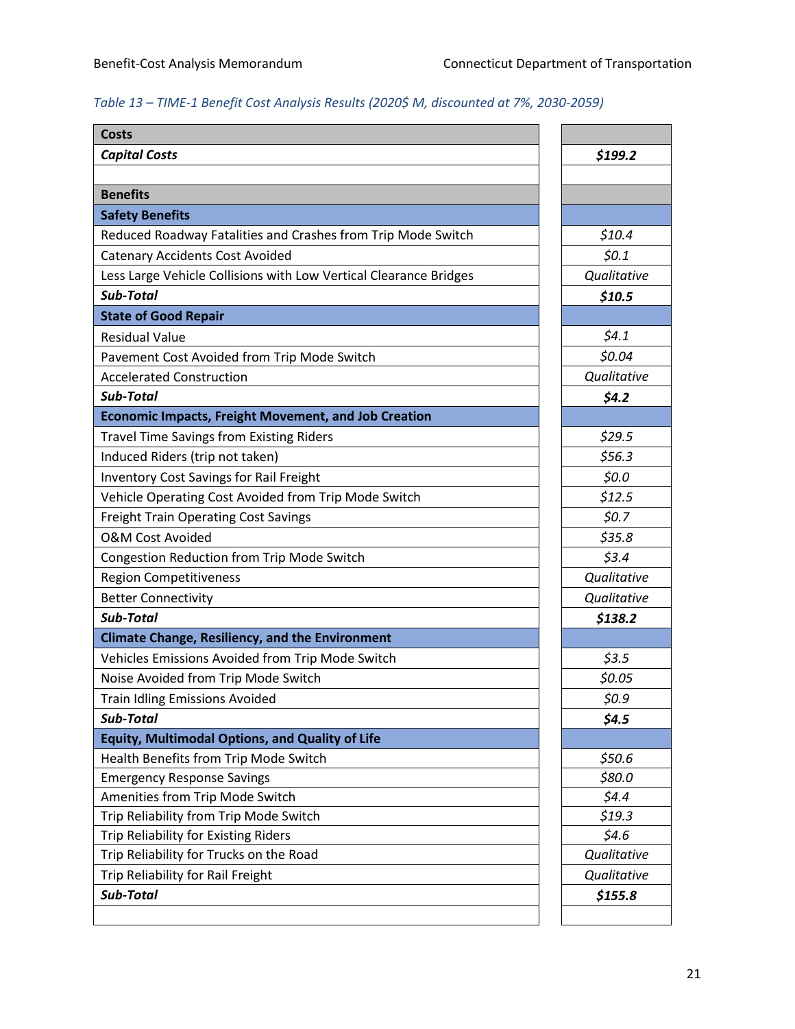*Table 13 – TIME-1 Benefit Cost Analysis Results (2020$ M, discounted at 7%, 2030-2059)*

| | |
|---|---|
| **Costs** | |
| ***Capital Costs*** | ***$199.2*** |
| | |
| **Benefits** | |
| **Safety Benefits** | |
| Reduced Roadway Fatalities and Crashes from Trip Mode Switch | *$10.4* |
| Catenary Accidents Cost Avoided | *$0.1* |
| Less Large Vehicle Collisions with Low Vertical Clearance Bridges | *Qualitative* |
| ***Sub-Total*** | ***$10.5*** |
| **State of Good Repair** | |
| Residual Value | *$4.1* |
| Pavement Cost Avoided from Trip Mode Switch | *$0.04* |
| Accelerated Construction | *Qualitative* |
| ***Sub-Total*** | ***$4.2*** |
| **Economic Impacts, Freight Movement, and Job Creation** | |
| Travel Time Savings from Existing Riders | *$29.5* |
| Induced Riders (trip not taken) | *$56.3* |
| Inventory Cost Savings for Rail Freight | *$0.0* |
| Vehicle Operating Cost Avoided from Trip Mode Switch | *$12.5* |
| Freight Train Operating Cost Savings | *$0.7* |
| O&M Cost Avoided | *$35.8* |
| Congestion Reduction from Trip Mode Switch | *$3.4* |
| Region Competitiveness | *Qualitative* |
| Better Connectivity | *Qualitative* |
| ***Sub-Total*** | ***$138.2*** |
| **Climate Change, Resiliency, and the Environment** | |
| Vehicles Emissions Avoided from Trip Mode Switch | *$3.5* |
| Noise Avoided from Trip Mode Switch | *$0.05* |
| Train Idling Emissions Avoided | *$0.9* |
| ***Sub-Total*** | ***$4.5*** |
| **Equity, Multimodal Options, and Quality of Life** | |
| Health Benefits from Trip Mode Switch | *$50.6* |
| Emergency Response Savings | *$80.0* |
| Amenities from Trip Mode Switch | *$4.4* |
| Trip Reliability from Trip Mode Switch | *$19.3* |
| Trip Reliability for Existing Riders | *$4.6* |
| Trip Reliability for Trucks on the Road | *Qualitative* |
| Trip Reliability for Rail Freight | *Qualitative* |
| ***Sub-Total*** | ***$155.8*** |
| | |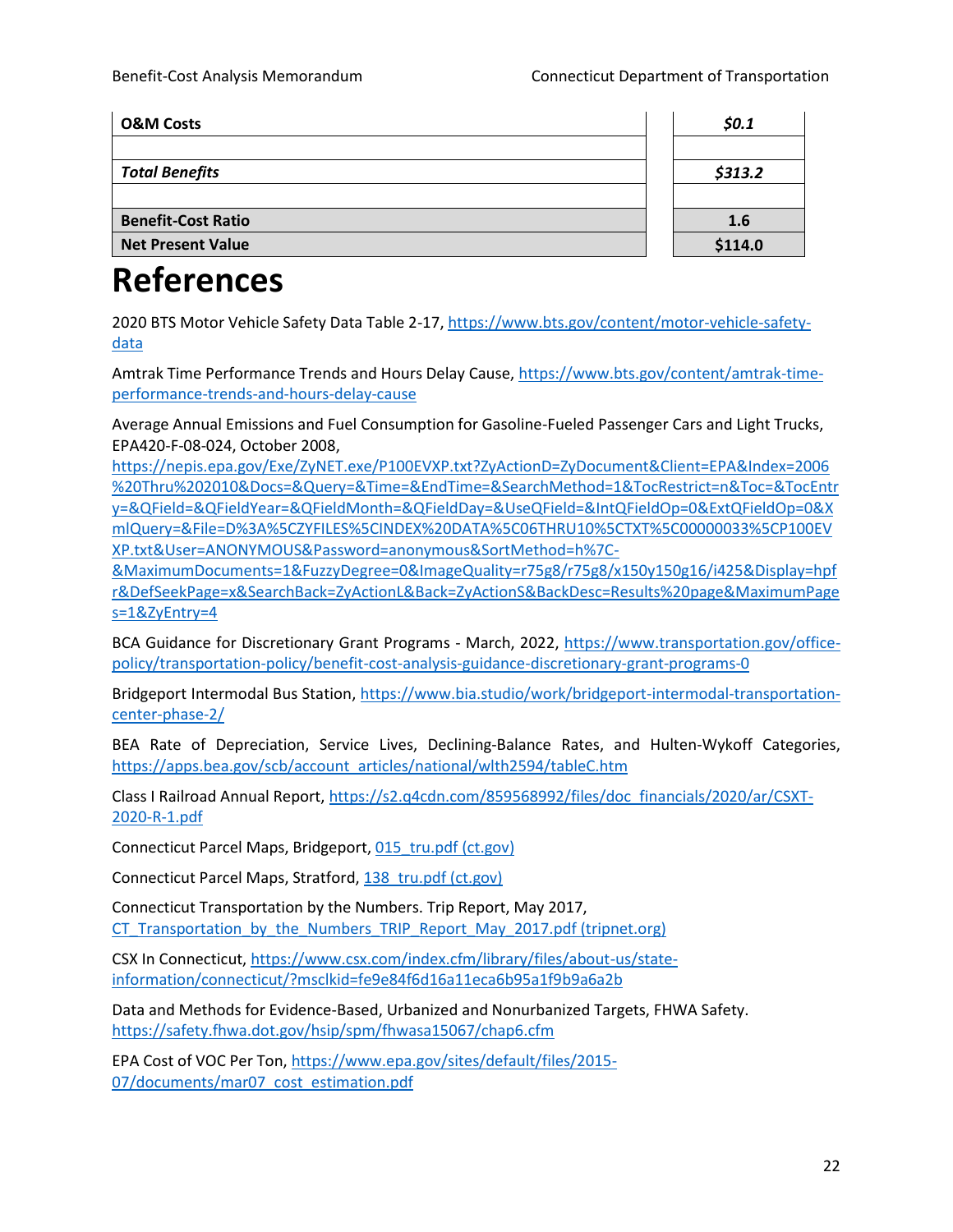| | |
|---|---|
| **O&M Costs** | ***$0.1*** |
| | |
| ***Total Benefits*** | ***$313.2*** |
| | |
| **Benefit-Cost Ratio** | **1.6** |
| **Net Present Value** | **$114.0** |

# References

2020 BTS Motor Vehicle Safety Data Table 2-17, https://www.bts.gov/content/motor-vehicle-safety-data

Amtrak Time Performance Trends and Hours Delay Cause, https://www.bts.gov/content/amtrak-time-performance-trends-and-hours-delay-cause

Average Annual Emissions and Fuel Consumption for Gasoline-Fueled Passenger Cars and Light Trucks, EPA420-F-08-024, October 2008, https://nepis.epa.gov/Exe/ZyNET.exe/P100EVXP.txt?ZyActionD=ZyDocument&Client=EPA&Index=2006%20Thru%202010&Docs=&Query=&Time=&EndTime=&SearchMethod=1&TocRestrict=n&Toc=&TocEntry=&QField=&QFieldYear=&QFieldMonth=&QFieldDay=&UseQField=&IntQFieldOp=0&ExtQFieldOp=0&XmlQuery=&File=D%3A%5CZYFILES%5CINDEX%20DATA%5C06THRU10%5CTXT%5C00000033%5CP100EVXP.txt&User=ANONYMOUS&Password=anonymous&SortMethod=h%7C-&MaximumDocuments=1&FuzzyDegree=0&ImageQuality=r75g8/r75g8/x150y150g16/i425&Display=hpfr&DefSeekPage=x&SearchBack=ZyActionL&Back=ZyActionS&BackDesc=Results%20page&MaximumPages=1&ZyEntry=4

BCA Guidance for Discretionary Grant Programs - March, 2022, https://www.transportation.gov/office-policy/transportation-policy/benefit-cost-analysis-guidance-discretionary-grant-programs-0

Bridgeport Intermodal Bus Station, https://www.bia.studio/work/bridgeport-intermodal-transportation-center-phase-2/

BEA Rate of Depreciation, Service Lives, Declining-Balance Rates, and Hulten-Wykoff Categories, https://apps.bea.gov/scb/account_articles/national/wlth2594/tableC.htm

Class I Railroad Annual Report, https://s2.q4cdn.com/859568992/files/doc_financials/2020/ar/CSXT-2020-R-1.pdf

Connecticut Parcel Maps, Bridgeport, 015_tru.pdf (ct.gov)

Connecticut Parcel Maps, Stratford, 138_tru.pdf (ct.gov)

Connecticut Transportation by the Numbers. Trip Report, May 2017, CT_Transportation_by_the_Numbers_TRIP_Report_May_2017.pdf (tripnet.org)

CSX In Connecticut, https://www.csx.com/index.cfm/library/files/about-us/state-information/connecticut/?msclkid=fe9e84f6d16a11eca6b95a1f9b9a6a2b

Data and Methods for Evidence-Based, Urbanized and Nonurbanized Targets, FHWA Safety. https://safety.fhwa.dot.gov/hsip/spm/fhwasa15067/chap6.cfm

EPA Cost of VOC Per Ton, https://www.epa.gov/sites/default/files/2015-07/documents/mar07_cost_estimation.pdf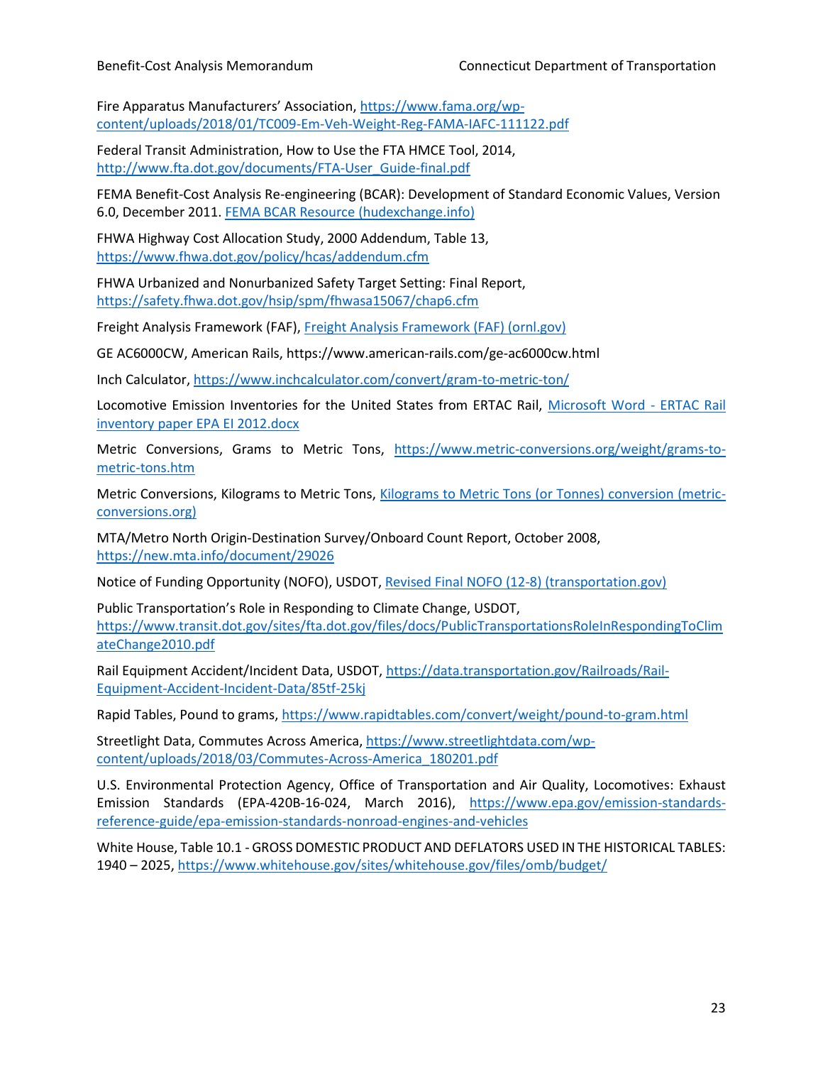Fire Apparatus Manufacturers' Association, [https://www.fama.org/wp-content/uploads/2018/01/TC009-Em-Veh-Weight-Reg-FAMA-IAFC-111122.pdf](https://www.fama.org/wp-content/uploads/2018/01/TC009-Em-Veh-Weight-Reg-FAMA-IAFC-111122.pdf)

Federal Transit Administration, How to Use the FTA HMCE Tool, 2014, [http://www.fta.dot.gov/documents/FTA-User_Guide-final.pdf](http://www.fta.dot.gov/documents/FTA-User_Guide-final.pdf)

FEMA Benefit-Cost Analysis Re-engineering (BCAR): Development of Standard Economic Values, Version 6.0, December 2011. FEMA BCAR Resource (hudexchange.info)

FHWA Highway Cost Allocation Study, 2000 Addendum, Table 13, [https://www.fhwa.dot.gov/policy/hcas/addendum.cfm](https://www.fhwa.dot.gov/policy/hcas/addendum.cfm)

FHWA Urbanized and Nonurbanized Safety Target Setting: Final Report, [https://safety.fhwa.dot.gov/hsip/spm/fhwasa15067/chap6.cfm](https://safety.fhwa.dot.gov/hsip/spm/fhwasa15067/chap6.cfm)

Freight Analysis Framework (FAF), Freight Analysis Framework (FAF) (ornl.gov)

GE AC6000CW, American Rails, https://www.american-rails.com/ge-ac6000cw.html

Inch Calculator, [https://www.inchcalculator.com/convert/gram-to-metric-ton/](https://www.inchcalculator.com/convert/gram-to-metric-ton/)

Locomotive Emission Inventories for the United States from ERTAC Rail, Microsoft Word - ERTAC Rail inventory paper EPA EI 2012.docx

Metric Conversions, Grams to Metric Tons, [https://www.metric-conversions.org/weight/grams-to-metric-tons.htm](https://www.metric-conversions.org/weight/grams-to-metric-tons.htm)

Metric Conversions, Kilograms to Metric Tons, Kilograms to Metric Tons (or Tonnes) conversion (metric-conversions.org)

MTA/Metro North Origin-Destination Survey/Onboard Count Report, October 2008, [https://new.mta.info/document/29026](https://new.mta.info/document/29026)

Notice of Funding Opportunity (NOFO), USDOT, Revised Final NOFO (12-8) (transportation.gov)

Public Transportation's Role in Responding to Climate Change, USDOT, [https://www.transit.dot.gov/sites/fta.dot.gov/files/docs/PublicTransportationsRoleInRespondingToClimateChange2010.pdf](https://www.transit.dot.gov/sites/fta.dot.gov/files/docs/PublicTransportationsRoleInRespondingToClimateChange2010.pdf)

Rail Equipment Accident/Incident Data, USDOT, [https://data.transportation.gov/Railroads/Rail-Equipment-Accident-Incident-Data/85tf-25kj](https://data.transportation.gov/Railroads/Rail-Equipment-Accident-Incident-Data/85tf-25kj)

Rapid Tables, Pound to grams, [https://www.rapidtables.com/convert/weight/pound-to-gram.html](https://www.rapidtables.com/convert/weight/pound-to-gram.html)

Streetlight Data, Commutes Across America, [https://www.streetlightdata.com/wp-content/uploads/2018/03/Commutes-Across-America_180201.pdf](https://www.streetlightdata.com/wp-content/uploads/2018/03/Commutes-Across-America_180201.pdf)

U.S. Environmental Protection Agency, Office of Transportation and Air Quality, Locomotives: Exhaust Emission Standards (EPA-420B-16-024, March 2016), [https://www.epa.gov/emission-standards-reference-guide/epa-emission-standards-nonroad-engines-and-vehicles](https://www.epa.gov/emission-standards-reference-guide/epa-emission-standards-nonroad-engines-and-vehicles)

White House, Table 10.1 - GROSS DOMESTIC PRODUCT AND DEFLATORS USED IN THE HISTORICAL TABLES: 1940 – 2025, [https://www.whitehouse.gov/sites/whitehouse.gov/files/omb/budget/](https://www.whitehouse.gov/sites/whitehouse.gov/files/omb/budget/)